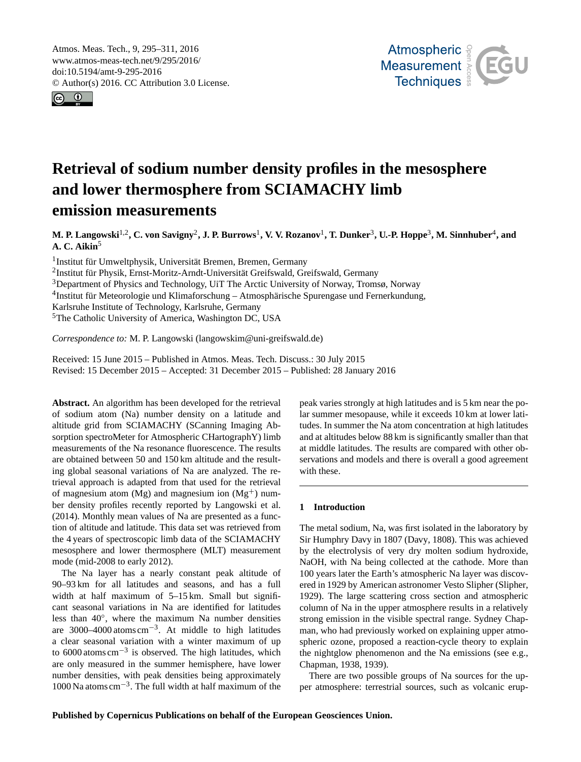# Retrieval of sodium number density profiles in the mesosphere and lower thermosphere from SCIAMACHY limb emission measurements

**M. P. Langowski[1,2], C. von Savigny[2], J. P. Burrows[1], V. V. Rozanov[1], T. Dunker[3], U.-P. Hoppe[3], M. Sinnhuber[4], and A. C. Aikin[5]**

[1]Institut für Umweltphysik, Universität Bremen, Bremen, Germany
[2]Institut für Physik, Ernst-Moritz-Arndt-Universität Greifswald, Greifswald, Germany
[3]Department of Physics and Technology, UiT The Arctic University of Norway, Tromsø, Norway
[4]Institut für Meteorologie und Klimaforschung – Atmosphärische Spurengase und Fernerkundung, Karlsruhe Institute of Technology, Karlsruhe, Germany
[5]The Catholic University of America, Washington DC, USA

*Correspondence to:* M. P. Langowski (langowskim@uni-greifswald.de)

Received: 15 June 2015 – Published in Atmos. Meas. Tech. Discuss.: 30 July 2015
Revised: 15 December 2015 – Accepted: 31 December 2015 – Published: 28 January 2016

**Abstract.** An algorithm has been developed for the retrieval of sodium atom (Na) number density on a latitude and altitude grid from SCIAMACHY (SCanning Imaging Absorption spectroMeter for Atmospheric CHartographY) limb measurements of the Na resonance fluorescence. The results are obtained between 50 and 150 km altitude and the resulting global seasonal variations of Na are analyzed. The retrieval approach is adapted from that used for the retrieval of magnesium atom (Mg) and magnesium ion ($Mg^+$) number density profiles recently reported by Langowski et al. (2014). Monthly mean values of Na are presented as a function of altitude and latitude. This data set was retrieved from the 4 years of spectroscopic limb data of the SCIAMACHY mesosphere and lower thermosphere (MLT) measurement mode (mid-2008 to early 2012).

The Na layer has a nearly constant peak altitude of 90–93 km for all latitudes and seasons, and has a full width at half maximum of 5–15 km. Small but significant seasonal variations in Na are identified for latitudes less than 40°, where the maximum Na number densities are 3000–4000 atoms $cm^{-3}$. At middle to high latitudes a clear seasonal variation with a winter maximum of up to 6000 atoms $cm^{-3}$ is observed. The high latitudes, which are only measured in the summer hemisphere, have lower number densities, with peak densities being approximately 1000 Na atoms $cm^{-3}$. The full width at half maximum of the peak varies strongly at high latitudes and is 5 km near the polar summer mesopause, while it exceeds 10 km at lower latitudes. In summer the Na atom concentration at high latitudes and at altitudes below 88 km is significantly smaller than that at middle latitudes. The results are compared with other observations and models and there is overall a good agreement with these.

## 1 Introduction

The metal sodium, Na, was first isolated in the laboratory by Sir Humphry Davy in 1807 (Davy, 1808). This was achieved by the electrolysis of very dry molten sodium hydroxide, NaOH, with Na being collected at the cathode. More than 100 years later the Earth's atmospheric Na layer was discovered in 1929 by American astronomer Vesto Slipher (Slipher, 1929). The large scattering cross section and atmospheric column of Na in the upper atmosphere results in a relatively strong emission in the visible spectral range. Sydney Chapman, who had previously worked on explaining upper atmospheric ozone, proposed a reaction-cycle theory to explain the nightglow phenomenon and the Na emissions (see e.g., Chapman, 1938, 1939).

There are two possible groups of Na sources for the upper atmosphere: terrestrial sources, such as volcanic erup-

**Published by Copernicus Publications on behalf of the European Geosciences Union.**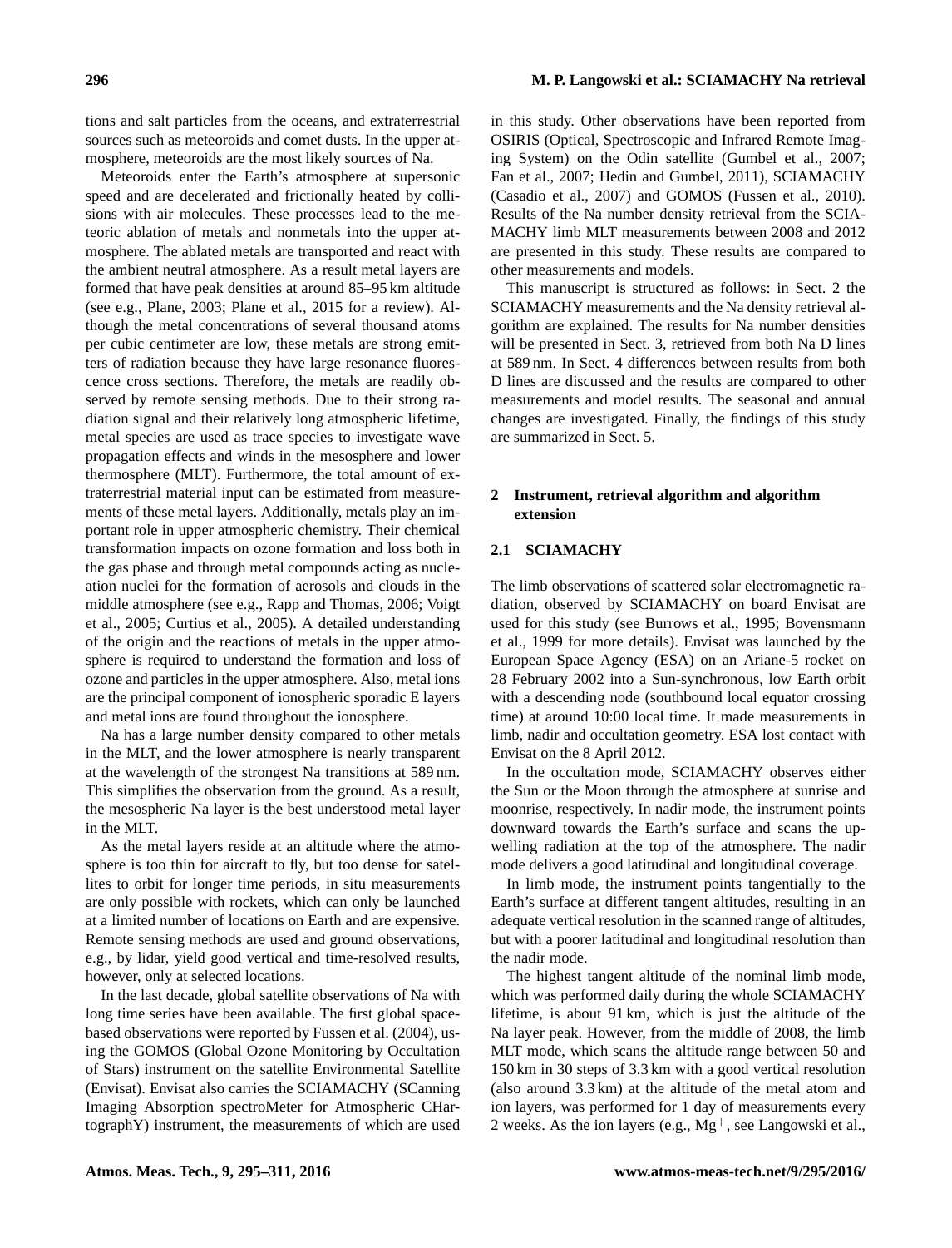tions and salt particles from the oceans, and extraterrestrial sources such as meteoroids and comet dusts. In the upper atmosphere, meteoroids are the most likely sources of Na.

Meteoroids enter the Earth's atmosphere at supersonic speed and are decelerated and frictionally heated by collisions with air molecules. These processes lead to the meteoric ablation of metals and nonmetals into the upper atmosphere. The ablated metals are transported and react with the ambient neutral atmosphere. As a result metal layers are formed that have peak densities at around 85–95 km altitude (see e.g., Plane, 2003; Plane et al., 2015 for a review). Although the metal concentrations of several thousand atoms per cubic centimeter are low, these metals are strong emitters of radiation because they have large resonance fluorescence cross sections. Therefore, the metals are readily observed by remote sensing methods. Due to their strong radiation signal and their relatively long atmospheric lifetime, metal species are used as trace species to investigate wave propagation effects and winds in the mesosphere and lower thermosphere (MLT). Furthermore, the total amount of extraterrestrial material input can be estimated from measurements of these metal layers. Additionally, metals play an important role in upper atmospheric chemistry. Their chemical transformation impacts on ozone formation and loss both in the gas phase and through metal compounds acting as nucleation nuclei for the formation of aerosols and clouds in the middle atmosphere (see e.g., Rapp and Thomas, 2006; Voigt et al., 2005; Curtius et al., 2005). A detailed understanding of the origin and the reactions of metals in the upper atmosphere is required to understand the formation and loss of ozone and particles in the upper atmosphere. Also, metal ions are the principal component of ionospheric sporadic E layers and metal ions are found throughout the ionosphere.

Na has a large number density compared to other metals in the MLT, and the lower atmosphere is nearly transparent at the wavelength of the strongest Na transitions at 589 nm. This simplifies the observation from the ground. As a result, the mesospheric Na layer is the best understood metal layer in the MLT.

As the metal layers reside at an altitude where the atmosphere is too thin for aircraft to fly, but too dense for satellites to orbit for longer time periods, in situ measurements are only possible with rockets, which can only be launched at a limited number of locations on Earth and are expensive. Remote sensing methods are used and ground observations, e.g., by lidar, yield good vertical and time-resolved results, however, only at selected locations.

In the last decade, global satellite observations of Na with long time series have been available. The first global space-based observations were reported by Fussen et al. (2004), using the GOMOS (Global Ozone Monitoring by Occultation of Stars) instrument on the satellite Environmental Satellite (Envisat). Envisat also carries the SCIAMACHY (SCanning Imaging Absorption spectroMeter for Atmospheric CHartographY) instrument, the measurements of which are used in this study. Other observations have been reported from OSIRIS (Optical, Spectroscopic and Infrared Remote Imaging System) on the Odin satellite (Gumbel et al., 2007; Fan et al., 2007; Hedin and Gumbel, 2011), SCIAMACHY (Casadio et al., 2007) and GOMOS (Fussen et al., 2010). Results of the Na number density retrieval from the SCIAMACHY limb MLT measurements between 2008 and 2012 are presented in this study. These results are compared to other measurements and models.

This manuscript is structured as follows: in Sect. 2 the SCIAMACHY measurements and the Na density retrieval algorithm are explained. The results for Na number densities will be presented in Sect. 3, retrieved from both Na D lines at 589 nm. In Sect. 4 differences between results from both D lines are discussed and the results are compared to other measurements and model results. The seasonal and annual changes are investigated. Finally, the findings of this study are summarized in Sect. 5.

## 2 Instrument, retrieval algorithm and algorithm extension

### 2.1 SCIAMACHY

The limb observations of scattered solar electromagnetic radiation, observed by SCIAMACHY on board Envisat are used for this study (see Burrows et al., 1995; Bovensmann et al., 1999 for more details). Envisat was launched by the European Space Agency (ESA) on an Ariane-5 rocket on 28 February 2002 into a Sun-synchronous, low Earth orbit with a descending node (southbound local equator crossing time) at around 10:00 local time. It made measurements in limb, nadir and occultation geometry. ESA lost contact with Envisat on the 8 April 2012.

In the occultation mode, SCIAMACHY observes either the Sun or the Moon through the atmosphere at sunrise and moonrise, respectively. In nadir mode, the instrument points downward towards the Earth's surface and scans the upwelling radiation at the top of the atmosphere. The nadir mode delivers a good latitudinal and longitudinal coverage.

In limb mode, the instrument points tangentially to the Earth's surface at different tangent altitudes, resulting in an adequate vertical resolution in the scanned range of altitudes, but with a poorer latitudinal and longitudinal resolution than the nadir mode.

The highest tangent altitude of the nominal limb mode, which was performed daily during the whole SCIAMACHY lifetime, is about 91 km, which is just the altitude of the Na layer peak. However, from the middle of 2008, the limb MLT mode, which scans the altitude range between 50 and 150 km in 30 steps of 3.3 km with a good vertical resolution (also around 3.3 km) at the altitude of the metal atom and ion layers, was performed for 1 day of measurements every 2 weeks. As the ion layers (e.g., $Mg^{+}$, see Langowski et al.,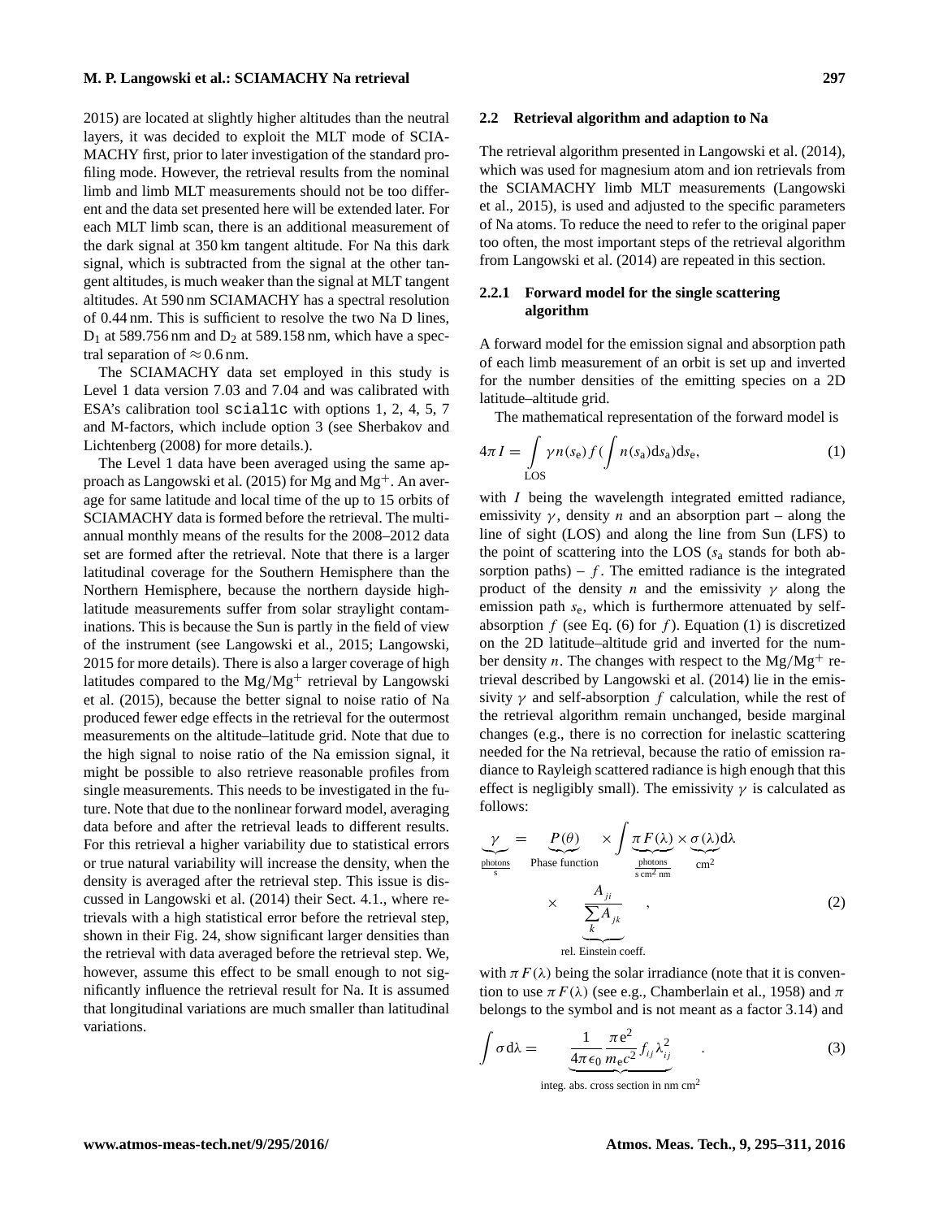2015) are located at slightly higher altitudes than the neutral layers, it was decided to exploit the MLT mode of SCIAMACHY first, prior to later investigation of the standard profiling mode. However, the retrieval results from the nominal limb and limb MLT measurements should not be too different and the data set presented here will be extended later. For each MLT limb scan, there is an additional measurement of the dark signal at 350 km tangent altitude. For Na this dark signal, which is subtracted from the signal at the other tangent altitudes, is much weaker than the signal at MLT tangent altitudes. At 590 nm SCIAMACHY has a spectral resolution of 0.44 nm. This is sufficient to resolve the two Na D lines, $D_1$ at 589.756 nm and $D_2$ at 589.158 nm, which have a spectral separation of $\approx 0.6$ nm.

The SCIAMACHY data set employed in this study is Level 1 data version 7.03 and 7.04 and was calibrated with ESA's calibration tool `scial1c` with options 1, 2, 4, 5, 7 and M-factors, which include option 3 (see Sherbakov and Lichtenberg (2008) for more details.).

The Level 1 data have been averaged using the same approach as Langowski et al. (2015) for Mg and $Mg^+$. An average for same latitude and local time of the up to 15 orbits of SCIAMACHY data is formed before the retrieval. The multi-annual monthly means of the results for the 2008–2012 data set are formed after the retrieval. Note that there is a larger latitudinal coverage for the Southern Hemisphere than the Northern Hemisphere, because the northern dayside high-latitude measurements suffer from solar straylight contaminations. This is because the Sun is partly in the field of view of the instrument (see Langowski et al., 2015; Langowski, 2015 for more details). There is also a larger coverage of high latitudes compared to the $Mg/Mg^+$ retrieval by Langowski et al. (2015), because the better signal to noise ratio of Na produced fewer edge effects in the retrieval for the outermost measurements on the altitude–latitude grid. Note that due to the high signal to noise ratio of the Na emission signal, it might be possible to also retrieve reasonable profiles from single measurements. This needs to be investigated in the future. Note that due to the nonlinear forward model, averaging data before and after the retrieval leads to different results. For this retrieval a higher variability due to statistical errors or true natural variability will increase the density, when the density is averaged after the retrieval step. This issue is discussed in Langowski et al. (2014) their Sect. 4.1., where retrievals with a high statistical error before the retrieval step, shown in their Fig. 24, show significant larger densities than the retrieval with data averaged before the retrieval step. We, however, assume this effect to be small enough to not significantly influence the retrieval result for Na. It is assumed that longitudinal variations are much smaller than latitudinal variations.

## 2.2 Retrieval algorithm and adaption to Na

The retrieval algorithm presented in Langowski et al. (2014), which was used for magnesium atom and ion retrievals from the SCIAMACHY limb MLT measurements (Langowski et al., 2015), is used and adjusted to the specific parameters of Na atoms. To reduce the need to refer to the original paper too often, the most important steps of the retrieval algorithm from Langowski et al. (2014) are repeated in this section.

### 2.2.1 Forward model for the single scattering algorithm

A forward model for the emission signal and absorption path of each limb measurement of an orbit is set up and inverted for the number densities of the emitting species on a 2D latitude–altitude grid.

The mathematical representation of the forward model is

$$4\pi I = \int\limits_{\text{LOS}} \gamma n(s_\text{e}) f\left(\int n(s_\text{a}) \mathrm{d}s_\text{a}\right) \mathrm{d}s_\text{e}, \tag{1}$$

with $I$ being the wavelength integrated emitted radiance, emissivity $\gamma$, density $n$ and an absorption part – along the line of sight (LOS) and along the line from Sun (LFS) to the point of scattering into the LOS ($s_\text{a}$ stands for both absorption paths) – $f$. The emitted radiance is the integrated product of the density $n$ and the emissivity $\gamma$ along the emission path $s_\text{e}$, which is furthermore attenuated by self-absorption $f$ (see Eq. (6) for $f$). Equation (1) is discretized on the 2D latitude–altitude grid and inverted for the number density $n$. The changes with respect to the $Mg/Mg^+$ retrieval described by Langowski et al. (2014) lie in the emissivity $\gamma$ and self-absorption $f$ calculation, while the rest of the retrieval algorithm remain unchanged, beside marginal changes (e.g., there is no correction for inelastic scattering needed for the Na retrieval, because the ratio of emission radiance to Rayleigh scattered radiance is high enough that this effect is negligibly small). The emissivity $\gamma$ is calculated as follows:

$$\underbrace{\gamma}_{\frac{\text{photons}}{\text{s}}} = \underbrace{P(\theta)}_{\text{Phase function}} \times \int \underbrace{\pi F(\lambda)}_{\frac{\text{photons}}{\text{s cm}^2\,\text{nm}}} \times \underbrace{\sigma(\lambda)}_{\text{cm}^2} \mathrm{d}\lambda \times \underbrace{\frac{A_{ji}}{\sum\limits_k A_{jk}}}_{\text{rel. Einstein coeff.}}, \tag{2}$$

with $\pi F(\lambda)$ being the solar irradiance (note that it is convention to use $\pi F(\lambda)$ (see e.g., Chamberlain et al., 1958) and $\pi$ belongs to the symbol and is not meant as a factor 3.14) and

$$\int \sigma \mathrm{d}\lambda = \underbrace{\frac{1}{4\pi\epsilon_0} \frac{\pi e^2}{m_\text{e} c^2} f_{ij} \lambda_{ij}^2}_{\text{integ. abs. cross section in nm cm}^2}. \tag{3}$$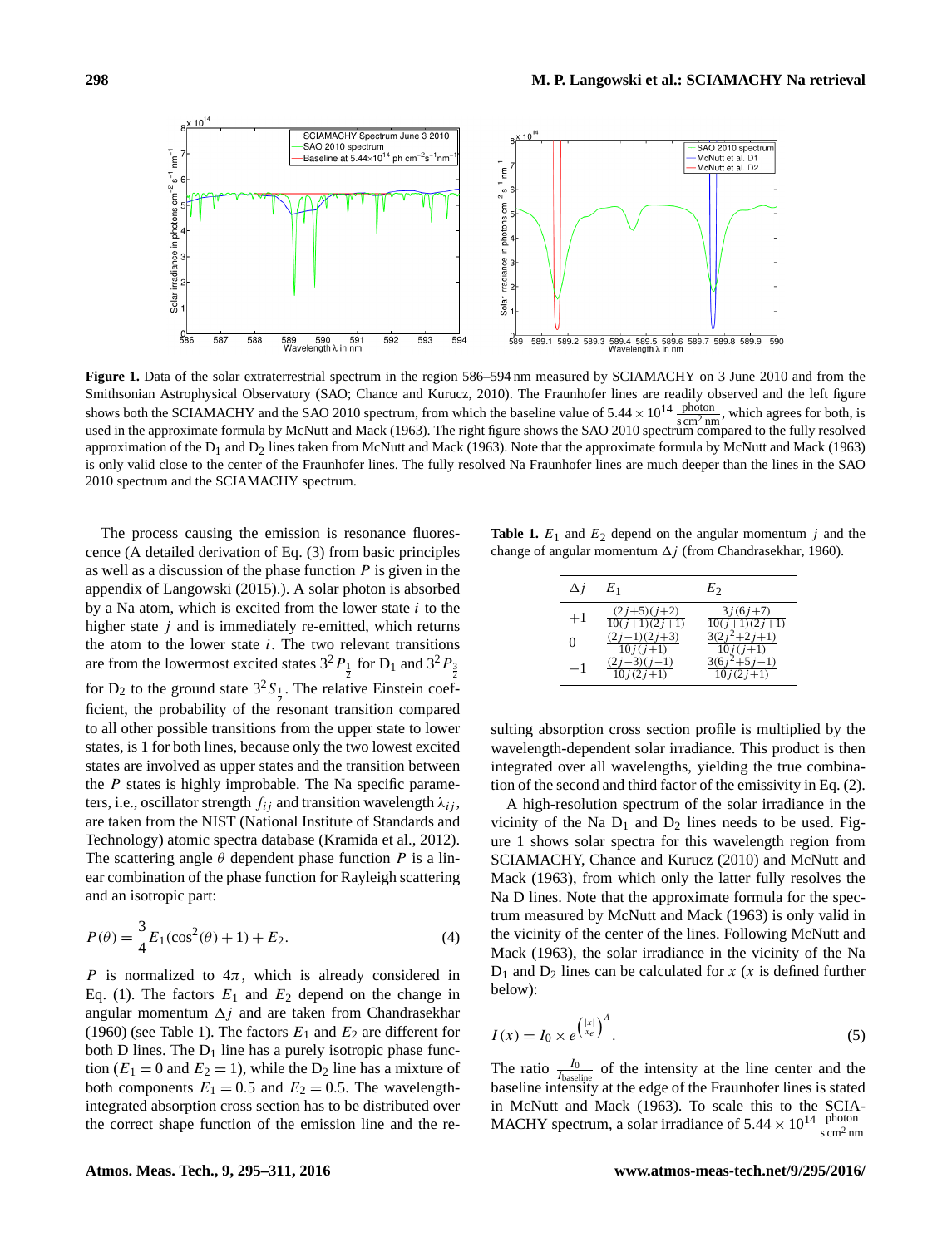**Figure 1.** Data of the solar extraterrestrial spectrum in the region 586–594 nm measured by SCIAMACHY on 3 June 2010 and from the Smithsonian Astrophysical Observatory (SAO; Chance and Kurucz, 2010). The Fraunhofer lines are readily observed and the left figure shows both the SCIAMACHY and the SAO 2010 spectrum, from which the baseline value of $5.44 \times 10^{14}\,\frac{\text{photon}}{\text{s}\,\text{cm}^2\,\text{nm}}$, which agrees for both, is used in the approximate formula by McNutt and Mack (1963). The right figure shows the SAO 2010 spectrum compared to the fully resolved approximation of the $D_1$ and $D_2$ lines taken from McNutt and Mack (1963). Note that the approximate formula by McNutt and Mack (1963) is only valid close to the center of the Fraunhofer lines. The fully resolved Na Fraunhofer lines are much deeper than the lines in the SAO 2010 spectrum and the SCIAMACHY spectrum.

The process causing the emission is resonance fluorescence (A detailed derivation of Eq. (3) from basic principles as well as a discussion of the phase function $P$ is given in the appendix of Langowski (2015).). A solar photon is absorbed by a Na atom, which is excited from the lower state $i$ to the higher state $j$ and is immediately re-emitted, which returns the atom to the lower state $i$. The two relevant transitions are from the lowermost excited states $3^2P_{\frac{1}{2}}$ for $D_1$ and $3^2P_{\frac{3}{2}}$ for $D_2$ to the ground state $3^2S_{\frac{1}{2}}$. The relative Einstein coefficient, the probability of the resonant transition compared to all other possible transitions from the upper state to lower states, is 1 for both lines, because only the two lowest excited states are involved as upper states and the transition between the $P$ states is highly improbable. The Na specific parameters, i.e., oscillator strength $f_{ij}$ and transition wavelength $\lambda_{ij}$, are taken from the NIST (National Institute of Standards and Technology) atomic spectra database (Kramida et al., 2012). The scattering angle $\theta$ dependent phase function $P$ is a linear combination of the phase function for Rayleigh scattering and an isotropic part:

$$P(\theta) = \frac{3}{4}E_1(\cos^2(\theta)+1) + E_2. \tag{4}$$

$P$ is normalized to $4\pi$, which is already considered in Eq. (1). The factors $E_1$ and $E_2$ depend on the change in angular momentum $\Delta j$ and are taken from Chandrasekhar (1960) (see Table 1). The factors $E_1$ and $E_2$ are different for both D lines. The $D_1$ line has a purely isotropic phase function ($E_1 = 0$ and $E_2 = 1$), while the $D_2$ line has a mixture of both components $E_1 = 0.5$ and $E_2 = 0.5$. The wavelength-integrated absorption cross section has to be distributed over the correct shape function of the emission line and the resulting absorption cross section profile is multiplied by the wavelength-dependent solar irradiance. This product is then integrated over all wavelengths, yielding the true combination of the second and third factor of the emissivity in Eq. (2).

**Table 1.** $E_1$ and $E_2$ depend on the angular momentum $j$ and the change of angular momentum $\Delta j$ (from Chandrasekhar, 1960).

| $\Delta j$ | $E_1$ | $E_2$ |
|---|---|---|
| $+1$ | $\frac{(2j+5)(j+2)}{10(j+1)(2j+1)}$ | $\frac{3j(6j+7)}{10(j+1)(2j+1)}$ |
| $0$ | $\frac{(2j-1)(2j+3)}{10j(j+1)}$ | $\frac{3(2j^2+2j+1)}{10j(j+1)}$ |
| $-1$ | $\frac{(2j-3)(j-1)}{10j(2j+1)}$ | $\frac{3(6j^2+5j-1)}{10j(2j+1)}$ |

A high-resolution spectrum of the solar irradiance in the vicinity of the Na $D_1$ and $D_2$ lines needs to be used. Figure 1 shows solar spectra for this wavelength region from SCIAMACHY, Chance and Kurucz (2010) and McNutt and Mack (1963), from which only the latter fully resolves the Na D lines. Note that the approximate formula for the spectrum measured by McNutt and Mack (1963) is only valid in the vicinity of the center of the lines. Following McNutt and Mack (1963), the solar irradiance in the vicinity of the Na $D_1$ and $D_2$ lines can be calculated for $x$ ($x$ is defined further below):

$$I(x) = I_0 \times e^{\left(\frac{|x|}{x_e}\right)^A}. \tag{5}$$

The ratio $\frac{I_0}{I_{\text{baseline}}}$ of the intensity at the line center and the baseline intensity at the edge of the Fraunhofer lines is stated in McNutt and Mack (1963). To scale this to the SCIAMACHY spectrum, a solar irradiance of $5.44 \times 10^{14}\,\frac{\text{photon}}{\text{s}\,\text{cm}^2\,\text{nm}}$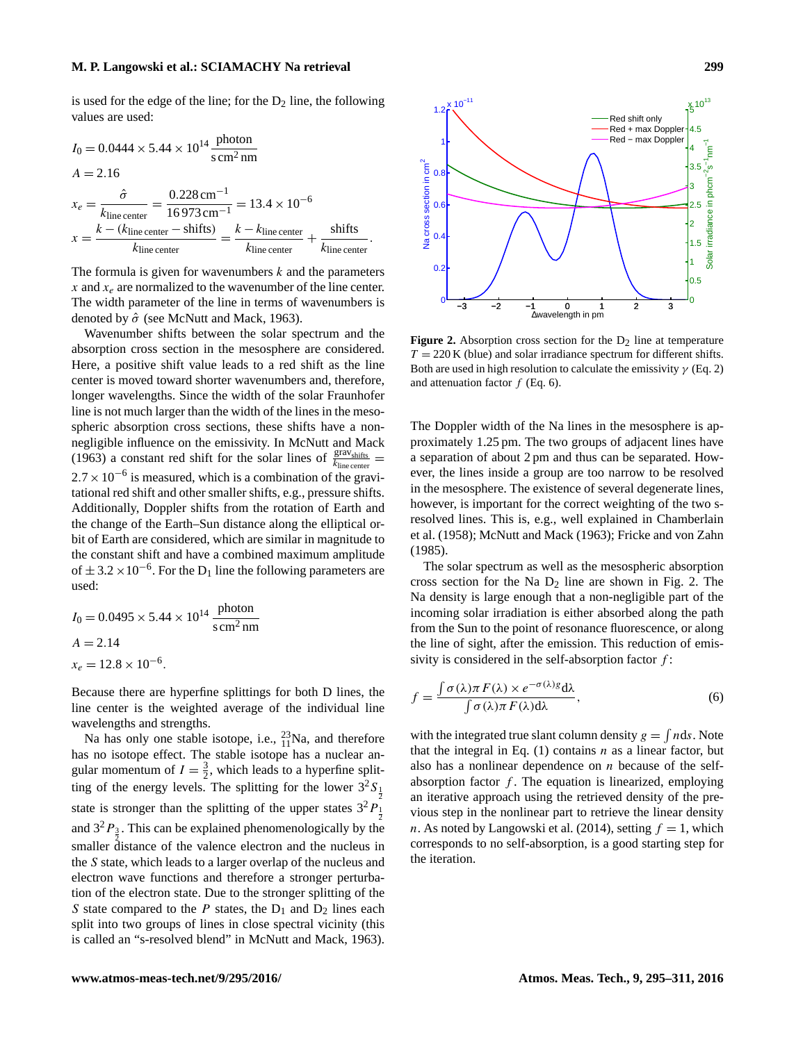is used for the edge of the line; for the $D_2$ line, the following values are used:

$$I_0 = 0.0444 \times 5.44 \times 10^{14} \, \frac{\text{photon}}{\text{s cm}^2 \text{nm}}$$

$$A = 2.16$$

$$x_e = \frac{\hat{\sigma}}{k_{\text{line center}}} = \frac{0.228 \, \text{cm}^{-1}}{16\,973 \, \text{cm}^{-1}} = 13.4 \times 10^{-6}$$

$$x = \frac{k - (k_{\text{line center}} - \text{shifts})}{k_{\text{line center}}} = \frac{k - k_{\text{line center}}}{k_{\text{line center}}} + \frac{\text{shifts}}{k_{\text{line center}}}.$$

The formula is given for wavenumbers $k$ and the parameters $x$ and $x_e$ are normalized to the wavenumber of the line center. The width parameter of the line in terms of wavenumbers is denoted by $\hat{\sigma}$ (see McNutt and Mack, 1963).

Wavenumber shifts between the solar spectrum and the absorption cross section in the mesosphere are considered. Here, a positive shift value leads to a red shift as the line center is moved toward shorter wavenumbers and, therefore, longer wavelengths. Since the width of the solar Fraunhofer line is not much larger than the width of the lines in the mesospheric absorption cross sections, these shifts have a non-negligible influence on the emissivity. In McNutt and Mack (1963) a constant red shift for the solar lines of $\frac{\text{grav}_{\text{shifts}}}{k_{\text{line center}}} = 2.7 \times 10^{-6}$ is measured, which is a combination of the gravitational red shift and other smaller shifts, e.g., pressure shifts. Additionally, Doppler shifts from the rotation of Earth and the change of the Earth–Sun distance along the elliptical orbit of Earth are considered, which are similar in magnitude to the constant shift and have a combined maximum amplitude of $\pm 3.2 \times 10^{-6}$. For the $D_1$ line the following parameters are used:

$$I_0 = 0.0495 \times 5.44 \times 10^{14} \, \frac{\text{photon}}{\text{s cm}^2 \text{nm}}$$

$$A = 2.14$$

$$x_e = 12.8 \times 10^{-6}.$$

Because there are hyperfine splittings for both D lines, the line center is the weighted average of the individual line wavelengths and strengths.

Na has only one stable isotope, i.e., $^{23}_{11}$Na, and therefore has no isotope effect. The stable isotope has a nuclear angular momentum of $I = \frac{3}{2}$, which leads to a hyperfine splitting of the energy levels. The splitting for the lower $3^2S_{\frac{1}{2}}$ state is stronger than the splitting of the upper states $3^2P_{\frac{1}{2}}$ and $3^2P_{\frac{3}{2}}$. This can be explained phenomenologically by the smaller distance of the valence electron and the nucleus in the $S$ state, which leads to a larger overlap of the nucleus and electron wave functions and therefore a stronger perturbation of the electron state. Due to the stronger splitting of the $S$ state compared to the $P$ states, the $D_1$ and $D_2$ lines each split into two groups of lines in close spectral vicinity (this is called an "s-resolved blend" in McNutt and Mack, 1963).

**Figure 2.** Absorption cross section for the $D_2$ line at temperature $T = 220$ K (blue) and solar irradiance spectrum for different shifts. Both are used in high resolution to calculate the emissivity $\gamma$ (Eq. 2) and attenuation factor $f$ (Eq. 6).

The Doppler width of the Na lines in the mesosphere is approximately 1.25 pm. The two groups of adjacent lines have a separation of about 2 pm and thus can be separated. However, the lines inside a group are too narrow to be resolved in the mesosphere. The existence of several degenerate lines, however, is important for the correct weighting of the two s-resolved lines. This is, e.g., well explained in Chamberlain et al. (1958); McNutt and Mack (1963); Fricke and von Zahn (1985).

The solar spectrum as well as the mesospheric absorption cross section for the Na $D_2$ line are shown in Fig. 2. The Na density is large enough that a non-negligible part of the incoming solar irradiation is either absorbed along the path from the Sun to the point of resonance fluorescence, or along the line of sight, after the emission. This reduction of emissivity is considered in the self-absorption factor $f$:

$$f = \frac{\int \sigma(\lambda) \pi F(\lambda) \times e^{-\sigma(\lambda) g} \mathrm{d}\lambda}{\int \sigma(\lambda) \pi F(\lambda) \mathrm{d}\lambda}, \tag{6}$$

with the integrated true slant column density $g = \int n \mathrm{d}s$. Note that the integral in Eq. (1) contains $n$ as a linear factor, but also has a nonlinear dependence on $n$ because of the self-absorption factor $f$. The equation is linearized, employing an iterative approach using the retrieved density of the previous step in the nonlinear part to retrieve the linear density $n$. As noted by Langowski et al. (2014), setting $f = 1$, which corresponds to no self-absorption, is a good starting step for the iteration.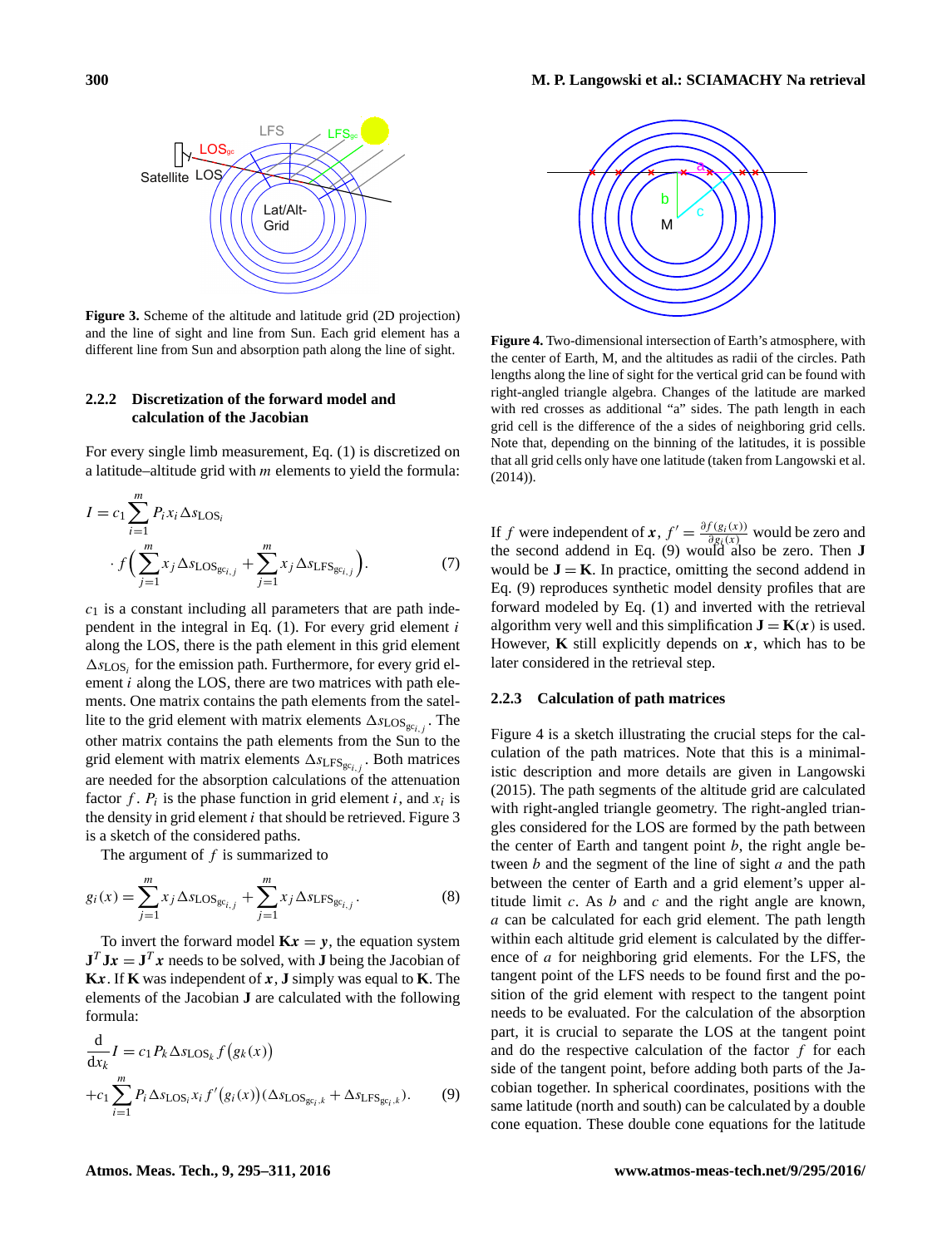**Figure 3.** Scheme of the altitude and latitude grid (2D projection) and the line of sight and line from Sun. Each grid element has a different line from Sun and absorption path along the line of sight.

**Figure 4.** Two-dimensional intersection of Earth's atmosphere, with the center of Earth, M, and the altitudes as radii of the circles. Path lengths along the line of sight for the vertical grid can be found with right-angled triangle algebra. Changes of the latitude are marked with red crosses as additional "a" sides. The path length in each grid cell is the difference of the a sides of neighboring grid cells. Note that, depending on the binning of the latitudes, it is possible that all grid cells only have one latitude (taken from Langowski et al. (2014)).

### 2.2.2 Discretization of the forward model and calculation of the Jacobian

For every single limb measurement, Eq. (1) is discretized on a latitude–altitude grid with $m$ elements to yield the formula:

$$I = c_1 \sum_{i=1}^{m} P_i x_i \Delta s_{\mathrm{LOS}_i} \cdot f\left(\sum_{j=1}^{m} x_j \Delta s_{\mathrm{LOS}_{\mathrm{gc}_{i,j}}} + \sum_{j=1}^{m} x_j \Delta s_{\mathrm{LFS}_{\mathrm{gc}_{i,j}}}\right). \tag{7}$$

$c_1$ is a constant including all parameters that are path independent in the integral in Eq. (1). For every grid element $i$ along the LOS, there is the path element in this grid element $\Delta s_{\mathrm{LOS}_i}$ for the emission path. Furthermore, for every grid element $i$ along the LOS, there are two matrices with path elements. One matrix contains the path elements from the satellite to the grid element with matrix elements $\Delta s_{\mathrm{LOS}_{\mathrm{gc}_{i,j}}}$. The other matrix contains the path elements from the Sun to the grid element with matrix elements $\Delta s_{\mathrm{LFS}_{\mathrm{gc}_{i,j}}}$. Both matrices are needed for the absorption calculations of the attenuation factor $f$. $P_i$ is the phase function in grid element $i$, and $x_i$ is the density in grid element $i$ that should be retrieved. Figure 3 is a sketch of the considered paths.

The argument of $f$ is summarized to

$$g_i(\boldsymbol{x}) = \sum_{j=1}^{m} x_j \Delta s_{\mathrm{LOS}_{\mathrm{gc}_{i,j}}} + \sum_{j=1}^{m} x_j \Delta s_{\mathrm{LFS}_{\mathrm{gc}_{i,j}}}. \tag{8}$$

To invert the forward model $\mathbf{K}\boldsymbol{x} = \boldsymbol{y}$, the equation system $\mathbf{J}^T\mathbf{J}\boldsymbol{x} = \mathbf{J}^T\boldsymbol{x}$ needs to be solved, with $\mathbf{J}$ being the Jacobian of $\mathbf{K}\boldsymbol{x}$. If $\mathbf{K}$ was independent of $\boldsymbol{x}$, $\mathbf{J}$ simply was equal to $\mathbf{K}$. The elements of the Jacobian $\mathbf{J}$ are calculated with the following formula:

$$\frac{\mathrm{d}}{\mathrm{d}x_k} I = c_1 P_k \Delta s_{\mathrm{LOS}_k} f\left(g_k(\boldsymbol{x})\right) + c_1 \sum_{i=1}^{m} P_i \Delta s_{\mathrm{LOS}_i} x_i f'\left(g_i(\boldsymbol{x})\right)\left(\Delta s_{\mathrm{LOS}_{\mathrm{gc}_{i,k}}} + \Delta s_{\mathrm{LFS}_{\mathrm{gc}_{i,k}}}\right). \tag{9}$$

If $f$ were independent of $\boldsymbol{x}$, $f' = \frac{\partial f(g_i(x))}{\partial g_i(x)}$ would be zero and the second addend in Eq. (9) would also be zero. Then $\mathbf{J}$ would be $\mathbf{J} = \mathbf{K}$. In practice, omitting the second addend in Eq. (9) reproduces synthetic model density profiles that are forward modeled by Eq. (1) and inverted with the retrieval algorithm very well and this simplification $\mathbf{J} = \mathbf{K}(\boldsymbol{x})$ is used. However, $\mathbf{K}$ still explicitly depends on $\boldsymbol{x}$, which has to be later considered in the retrieval step.

### 2.2.3 Calculation of path matrices

Figure 4 is a sketch illustrating the crucial steps for the calculation of the path matrices. Note that this is a minimalistic description and more details are given in Langowski (2015). The path segments of the altitude grid are calculated with right-angled triangle geometry. The right-angled triangles considered for the LOS are formed by the path between the center of Earth and tangent point $b$, the right angle between $b$ and the segment of the line of sight $a$ and the path between the center of Earth and a grid element's upper altitude limit $c$. As $b$ and $c$ and the right angle are known, $a$ can be calculated for each grid element. The path length within each altitude grid element is calculated by the difference of $a$ for neighboring grid elements. For the LFS, the tangent point of the LFS needs to be found first and the position of the grid element with respect to the tangent point needs to be evaluated. For the calculation of the absorption part, it is crucial to separate the LOS at the tangent point and do the respective calculation of the factor $f$ for each side of the tangent point, before adding both parts of the Jacobian together. In spherical coordinates, positions with the same latitude (north and south) can be calculated by a double cone equation. These double cone equations for the latitude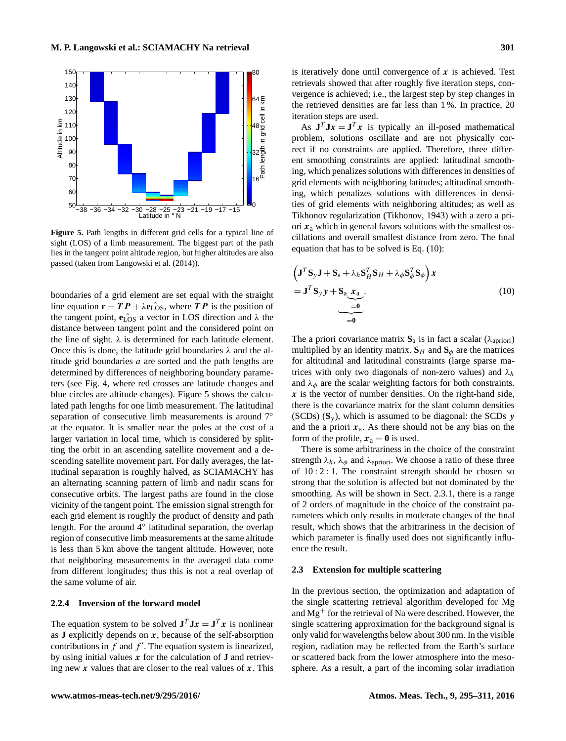**Figure 5.** Path lengths in different grid cells for a typical line of sight (LOS) of a limb measurement. The biggest part of the path lies in the tangent point altitude region, but higher altitudes are also passed (taken from Langowski et al. (2014)).

boundaries of a grid element are set equal with the straight line equation $\mathbf{r} = \boldsymbol{TP} + \lambda \hat{\mathbf{e}_{\mathrm{LOS}}}$, where $\boldsymbol{TP}$ is the position of the tangent point, $\hat{\mathbf{e}_{\mathrm{LOS}}}$ a vector in LOS direction and $\lambda$ the distance between tangent point and the considered point on the line of sight. $\lambda$ is determined for each latitude element. Once this is done, the latitude grid boundaries $\lambda$ and the altitude grid boundaries $a$ are sorted and the path lengths are determined by differences of neighboring boundary parameters (see Fig. 4, where red crosses are latitude changes and blue circles are altitude changes). Figure 5 shows the calculated path lengths for one limb measurement. The latitudinal separation of consecutive limb measurements is around 7° at the equator. It is smaller near the poles at the cost of a larger variation in local time, which is considered by splitting the orbit in an ascending satellite movement and a descending satellite movement part. For daily averages, the latitudinal separation is roughly halved, as SCIAMACHY has an alternating scanning pattern of limb and nadir scans for consecutive orbits. The largest paths are found in the close vicinity of the tangent point. The emission signal strength for each grid element is roughly the product of density and path length. For the around 4° latitudinal separation, the overlap region of consecutive limb measurements at the same altitude is less than 5 km above the tangent altitude. However, note that neighboring measurements in the averaged data come from different longitudes; thus this is not a real overlap of the same volume of air.

#### 2.2.4 Inversion of the forward model

The equation system to be solved $\mathbf{J}^T\mathbf{J}\boldsymbol{x} = \mathbf{J}^T\boldsymbol{x}$ is nonlinear as $\mathbf{J}$ explicitly depends on $\boldsymbol{x}$, because of the self-absorption contributions in $f$ and $f'$. The equation system is linearized, by using initial values $\boldsymbol{x}$ for the calculation of $\mathbf{J}$ and retrieving new $\boldsymbol{x}$ values that are closer to the real values of $\boldsymbol{x}$. This is iteratively done until convergence of $\boldsymbol{x}$ is achieved. Test retrievals showed that after roughly five iteration steps, convergence is achieved; i.e., the largest step by step changes in the retrieved densities are far less than 1 %. In practice, 20 iteration steps are used.

As $\mathbf{J}^T\mathbf{J}\boldsymbol{x} = \mathbf{J}^T\boldsymbol{x}$ is typically an ill-posed mathematical problem, solutions oscillate and are not physically correct if no constraints are applied. Therefore, three different smoothing constraints are applied: latitudinal smoothing, which penalizes solutions with differences in densities of grid elements with neighboring latitudes; altitudinal smoothing, which penalizes solutions with differences in densities of grid elements with neighboring altitudes; as well as Tikhonov regularization (Tikhonov, 1943) with a zero a priori $\boldsymbol{x}_\mathrm{a}$ which in general favors solutions with the smallest oscillations and overall smallest distance from zero. The final equation that has to be solved is Eq. (10):

$$
\left(\mathbf{J}^T\mathbf{S}_y\mathbf{J} + \mathbf{S}_\mathrm{a} + \lambda_h \mathbf{S}_H^T\mathbf{S}_H + \lambda_\phi \mathbf{S}_\phi^T\mathbf{S}_\phi\right)\boldsymbol{x}
= \mathbf{J}^T\mathbf{S}_y\boldsymbol{y} + \underbrace{\mathbf{S}_\mathrm{a}\underbrace{\boldsymbol{x}_\mathrm{a}}_{=\mathbf{0}}}_{=\mathbf{0}}. \tag{10}
$$

The a priori covariance matrix $\mathbf{S}_\mathrm{a}$ is in fact a scalar ($\lambda_{\mathrm{apriori}}$) multiplied by an identity matrix. $\mathbf{S}_H$ and $\mathbf{S}_\phi$ are the matrices for altitudinal and latitudinal constraints (large sparse matrices with only two diagonals of non-zero values) and $\lambda_h$ and $\lambda_\phi$ are the scalar weighting factors for both constraints. $\boldsymbol{x}$ is the vector of number densities. On the right-hand side, there is the covariance matrix for the slant column densities (SCDs) ($\mathbf{S}_y$), which is assumed to be diagonal: the SCDs $\boldsymbol{y}$ and the a priori $\boldsymbol{x}_\mathrm{a}$. As there should not be any bias on the form of the profile, $\boldsymbol{x}_\mathrm{a} = \mathbf{0}$ is used.

There is some arbitrariness in the choice of the constraint strength $\lambda_h$, $\lambda_\phi$ and $\lambda_{\mathrm{apriori}}$. We choose a ratio of these three of $10:2:1$. The constraint strength should be chosen so strong that the solution is affected but not dominated by the smoothing. As will be shown in Sect. 2.3.1, there is a range of 2 orders of magnitude in the choice of the constraint parameters which only results in moderate changes of the final result, which shows that the arbitrariness in the decision of which parameter is finally used does not significantly influence the result.

### 2.3 Extension for multiple scattering

In the previous section, the optimization and adaptation of the single scattering retrieval algorithm developed for Mg and $Mg^+$ for the retrieval of Na were described. However, the single scattering approximation for the background signal is only valid for wavelengths below about 300 nm. In the visible region, radiation may be reflected from the Earth's surface or scattered back from the lower atmosphere into the mesosphere. As a result, a part of the incoming solar irradiation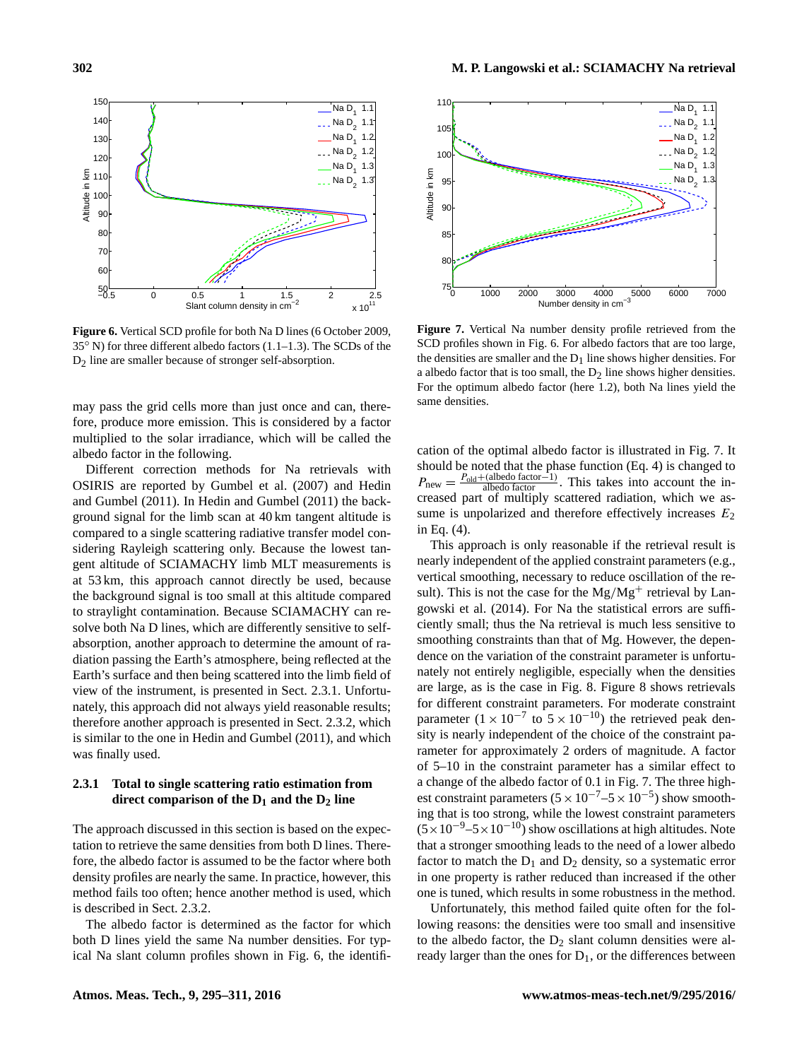Figure 6. Vertical SCD profile for both Na D lines (6 October 2009, 35° N) for three different albedo factors (1.1–1.3). The SCDs of the $D_2$ line are smaller because of stronger self-absorption.

Figure 7. Vertical Na number density profile retrieved from the SCD profiles shown in Fig. 6. For albedo factors that are too large, the densities are smaller and the $D_1$ line shows higher densities. For a albedo factor that is too small, the $D_2$ line shows higher densities. For the optimum albedo factor (here 1.2), both Na lines yield the same densities.

may pass the grid cells more than just once and can, therefore, produce more emission. This is considered by a factor multiplied to the solar irradiance, which will be called the albedo factor in the following.

Different correction methods for Na retrievals with OSIRIS are reported by Gumbel et al. (2007) and Hedin and Gumbel (2011). In Hedin and Gumbel (2011) the background signal for the limb scan at 40 km tangent altitude is compared to a single scattering radiative transfer model considering Rayleigh scattering only. Because the lowest tangent altitude of SCIAMACHY limb MLT measurements is at 53 km, this approach cannot directly be used, because the background signal is too small at this altitude compared to straylight contamination. Because SCIAMACHY can resolve both Na D lines, which are differently sensitive to self-absorption, another approach to determine the amount of radiation passing the Earth's atmosphere, being reflected at the Earth's surface and then being scattered into the limb field of view of the instrument, is presented in Sect. 2.3.1. Unfortunately, this approach did not always yield reasonable results; therefore another approach is presented in Sect. 2.3.2, which is similar to the one in Hedin and Gumbel (2011), and which was finally used.

### 2.3.1 Total to single scattering ratio estimation from direct comparison of the $D_1$ and the $D_2$ line

The approach discussed in this section is based on the expectation to retrieve the same densities from both D lines. Therefore, the albedo factor is assumed to be the factor where both density profiles are nearly the same. In practice, however, this method fails too often; hence another method is used, which is described in Sect. 2.3.2.

The albedo factor is determined as the factor for which both D lines yield the same Na number densities. For typical Na slant column profiles shown in Fig. 6, the identification of the optimal albedo factor is illustrated in Fig. 7. It should be noted that the phase function (Eq. 4) is changed to $P_{\text{new}} = \frac{P_{\text{old}} + (\text{albedo factor} - 1)}{\text{albedo factor}}$. This takes into account the increased part of multiply scattered radiation, which we assume is unpolarized and therefore effectively increases $E_2$ in Eq. (4).

This approach is only reasonable if the retrieval result is nearly independent of the applied constraint parameters (e.g., vertical smoothing, necessary to reduce oscillation of the result). This is not the case for the $Mg/Mg^+$ retrieval by Langowski et al. (2014). For Na the statistical errors are sufficiently small; thus the Na retrieval is much less sensitive to smoothing constraints than that of Mg. However, the dependence on the variation of the constraint parameter is unfortunately not entirely negligible, especially when the densities are large, as is the case in Fig. 8. Figure 8 shows retrievals for different constraint parameters. For moderate constraint parameter ($1 \times 10^{-7}$ to $5 \times 10^{-10}$) the retrieved peak density is nearly independent of the choice of the constraint parameter for approximately 2 orders of magnitude. A factor of 5–10 in the constraint parameter has a similar effect to a change of the albedo factor of 0.1 in Fig. 7. The three highest constraint parameters ($5 \times 10^{-7}$–$5 \times 10^{-5}$) show smoothing that is too strong, while the lowest constraint parameters ($5 \times 10^{-9}$–$5 \times 10^{-10}$) show oscillations at high altitudes. Note that a stronger smoothing leads to the need of a lower albedo factor to match the $D_1$ and $D_2$ density, so a systematic error in one property is rather reduced than increased if the other one is tuned, which results in some robustness in the method.

Unfortunately, this method failed quite often for the following reasons: the densities were too small and insensitive to the albedo factor, the $D_2$ slant column densities were already larger than the ones for $D_1$, or the differences between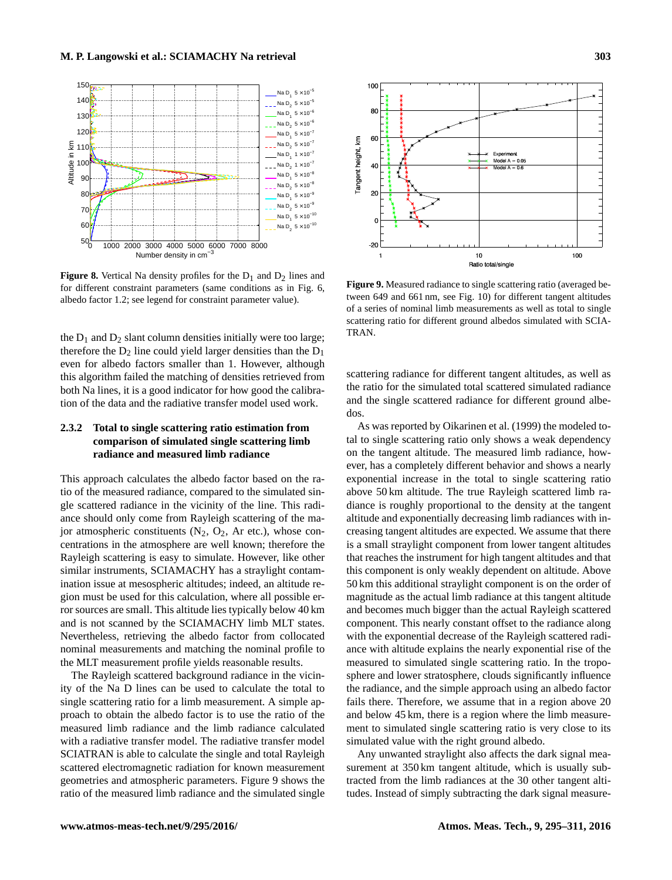Figure 8. Vertical Na density profiles for the $D_1$ and $D_2$ lines and for different constraint parameters (same conditions as in Fig. 6, albedo factor 1.2; see legend for constraint parameter value).

Figure 9. Measured radiance to single scattering ratio (averaged between 649 and 661 nm, see Fig. 10) for different tangent altitudes of a series of nominal limb measurements as well as total to single scattering ratio for different ground albedos simulated with SCIATRAN.

the $D_1$ and $D_2$ slant column densities initially were too large; therefore the $D_2$ line could yield larger densities than the $D_1$ even for albedo factors smaller than 1. However, although this algorithm failed the matching of densities retrieved from both Na lines, it is a good indicator for how good the calibration of the data and the radiative transfer model used work.

### 2.3.2 Total to single scattering ratio estimation from comparison of simulated single scattering limb radiance and measured limb radiance

This approach calculates the albedo factor based on the ratio of the measured radiance, compared to the simulated single scattered radiance in the vicinity of the line. This radiance should only come from Rayleigh scattering of the major atmospheric constituents ($N_2$, $O_2$, Ar etc.), whose concentrations in the atmosphere are well known; therefore the Rayleigh scattering is easy to simulate. However, like other similar instruments, SCIAMACHY has a straylight contamination issue at mesospheric altitudes; indeed, an altitude region must be used for this calculation, where all possible error sources are small. This altitude lies typically below 40 km and is not scanned by the SCIAMACHY limb MLT states. Nevertheless, retrieving the albedo factor from collocated nominal measurements and matching the nominal profile to the MLT measurement profile yields reasonable results.

The Rayleigh scattered background radiance in the vicinity of the Na D lines can be used to calculate the total to single scattering ratio for a limb measurement. A simple approach to obtain the albedo factor is to use the ratio of the measured limb radiance and the limb radiance calculated with a radiative transfer model. The radiative transfer model SCIATRAN is able to calculate the single and total Rayleigh scattered electromagnetic radiation for known measurement geometries and atmospheric parameters. Figure 9 shows the ratio of the measured limb radiance and the simulated single scattering radiance for different tangent altitudes, as well as the ratio for the simulated total scattered simulated radiance and the single scattered radiance for different ground albedos.

As was reported by Oikarinen et al. (1999) the modeled total to single scattering ratio only shows a weak dependency on the tangent altitude. The measured limb radiance, however, has a completely different behavior and shows a nearly exponential increase in the total to single scattering ratio above 50 km altitude. The true Rayleigh scattered limb radiance is roughly proportional to the density at the tangent altitude and exponentially decreasing limb radiances with increasing tangent altitudes are expected. We assume that there is a small straylight component from lower tangent altitudes that reaches the instrument for high tangent altitudes and that this component is only weakly dependent on altitude. Above 50 km this additional straylight component is on the order of magnitude as the actual limb radiance at this tangent altitude and becomes much bigger than the actual Rayleigh scattered component. This nearly constant offset to the radiance along with the exponential decrease of the Rayleigh scattered radiance with altitude explains the nearly exponential rise of the measured to simulated single scattering ratio. In the troposphere and lower stratosphere, clouds significantly influence the radiance, and the simple approach using an albedo factor fails there. Therefore, we assume that in a region above 20 and below 45 km, there is a region where the limb measurement to simulated single scattering ratio is very close to its simulated value with the right ground albedo.

Any unwanted straylight also affects the dark signal measurement at 350 km tangent altitude, which is usually subtracted from the limb radiances at the 30 other tangent altitudes. Instead of simply subtracting the dark signal measure-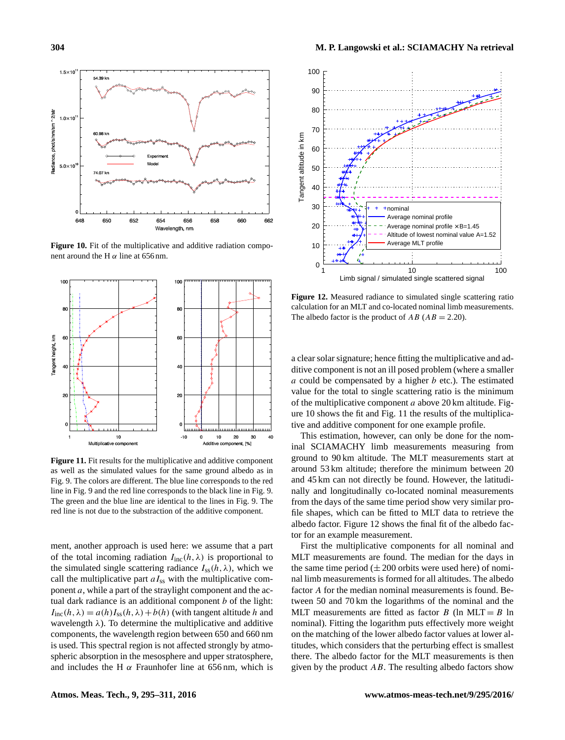Figure 10. Fit of the multiplicative and additive radiation component around the H $\alpha$ line at 656 nm.

Figure 11. Fit results for the multiplicative and additive component as well as the simulated values for the same ground albedo as in Fig. 9. The colors are different. The blue line corresponds to the red line in Fig. 9 and the red line corresponds to the black line in Fig. 9. The green and the blue line are identical to the lines in Fig. 9. The red line is not due to the substraction of the additive component.

ment, another approach is used here: we assume that a part of the total incoming radiation $I_{\text{inc}}(h,\lambda)$ is proportional to the simulated single scattering radiance $I_{\text{ss}}(h,\lambda)$, which we call the multiplicative part $aI_{\text{ss}}$ with the multiplicative component $a$, while a part of the straylight component and the actual dark radiance is an additional component $b$ of the light: $I_{\text{inc}}(h,\lambda) = a(h)I_{\text{ss}}(h,\lambda) + b(h)$ (with tangent altitude $h$ and wavelength $\lambda$). To determine the multiplicative and additive components, the wavelength region between 650 and 660 nm is used. This spectral region is not affected strongly by atmospheric absorption in the mesosphere and upper stratosphere, and includes the H $\alpha$ Fraunhofer line at 656 nm, which is a clear solar signature; hence fitting the multiplicative and additive component is not an ill posed problem (where a smaller $a$ could be compensated by a higher $b$ etc.). The estimated value for the total to single scattering ratio is the minimum of the multiplicative component $a$ above 20 km altitude. Figure 10 shows the fit and Fig. 11 the results of the multiplicative and additive component for one example profile.

This estimation, however, can only be done for the nominal SCIAMACHY limb measurements measuring from ground to 90 km altitude. The MLT measurements start at around 53 km altitude; therefore the minimum between 20 and 45 km can not directly be found. However, the latitudinally and longitudinally co-located nominal measurements from the days of the same time period show very similar profile shapes, which can be fitted to MLT data to retrieve the albedo factor. Figure 12 shows the final fit of the albedo factor for an example measurement.

Figure 12. Measured radiance to simulated single scattering ratio calculation for an MLT and co-located nominal limb measurements. The albedo factor is the product of $AB$ ($AB = 2.20$).

First the multiplicative components for all nominal and MLT measurements are found. The median for the days in the same time period ($\pm 200$ orbits were used here) of nominal limb measurements is formed for all altitudes. The albedo factor $A$ for the median nominal measurements is found. Between 50 and 70 km the logarithms of the nominal and the MLT measurements are fitted as factor $B$ (ln MLT $= B$ ln nominal). Fitting the logarithm puts effectively more weight on the matching of the lower albedo factor values at lower altitudes, which considers that the perturbing effect is smallest there. The albedo factor for the MLT measurements is then given by the product $AB$. The resulting albedo factors show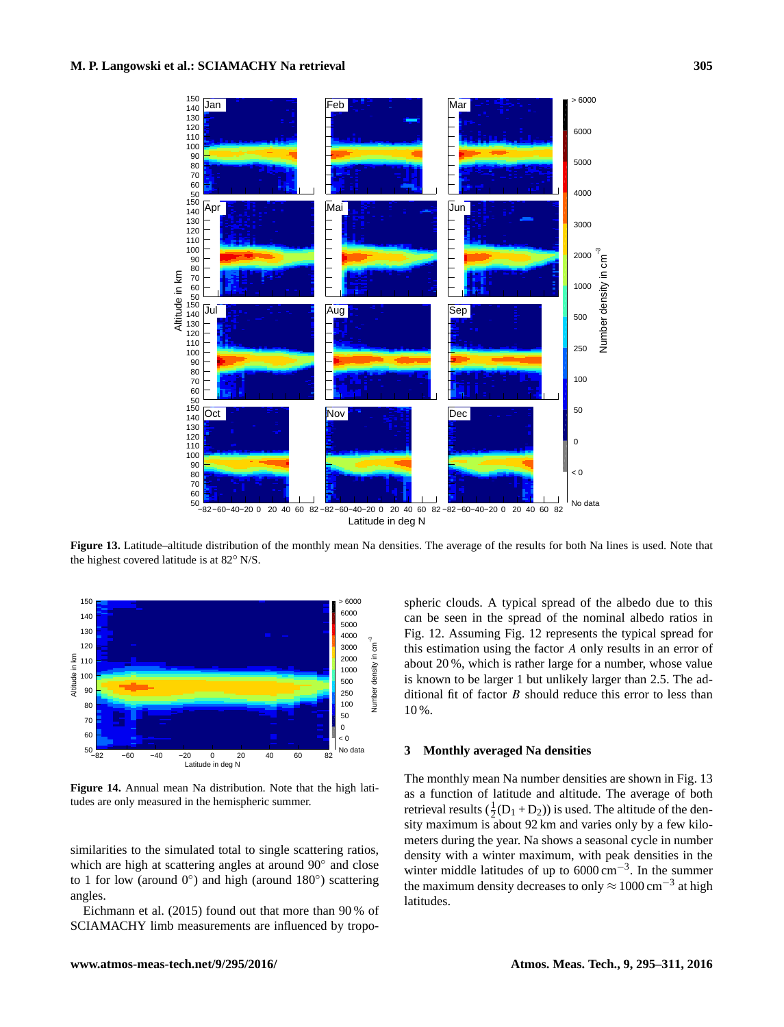Figure 13. Latitude–altitude distribution of the monthly mean Na densities. The average of the results for both Na lines is used. Note that the highest covered latitude is at 82° N/S.

Figure 14. Annual mean Na distribution. Note that the high latitudes are only measured in the hemispheric summer.

similarities to the simulated total to single scattering ratios, which are high at scattering angles at around 90° and close to 1 for low (around 0°) and high (around 180°) scattering angles.

Eichmann et al. (2015) found out that more than 90 % of SCIAMACHY limb measurements are influenced by tropospheric clouds. A typical spread of the albedo due to this can be seen in the spread of the nominal albedo ratios in Fig. 12. Assuming Fig. 12 represents the typical spread for this estimation using the factor $A$ only results in an error of about 20 %, which is rather large for a number, whose value is known to be larger 1 but unlikely larger than 2.5. The additional fit of factor $B$ should reduce this error to less than 10 %.

## 3 Monthly averaged Na densities

The monthly mean Na number densities are shown in Fig. 13 as a function of latitude and altitude. The average of both retrieval results ($\frac{1}{2}(D_1 + D_2)$) is used. The altitude of the density maximum is about 92 km and varies only by a few kilometers during the year. Na shows a seasonal cycle in number density with a winter maximum, with peak densities in the winter middle latitudes of up to 6000 $cm^{-3}$. In the summer the maximum density decreases to only $\approx 1000$ $cm^{-3}$ at high latitudes.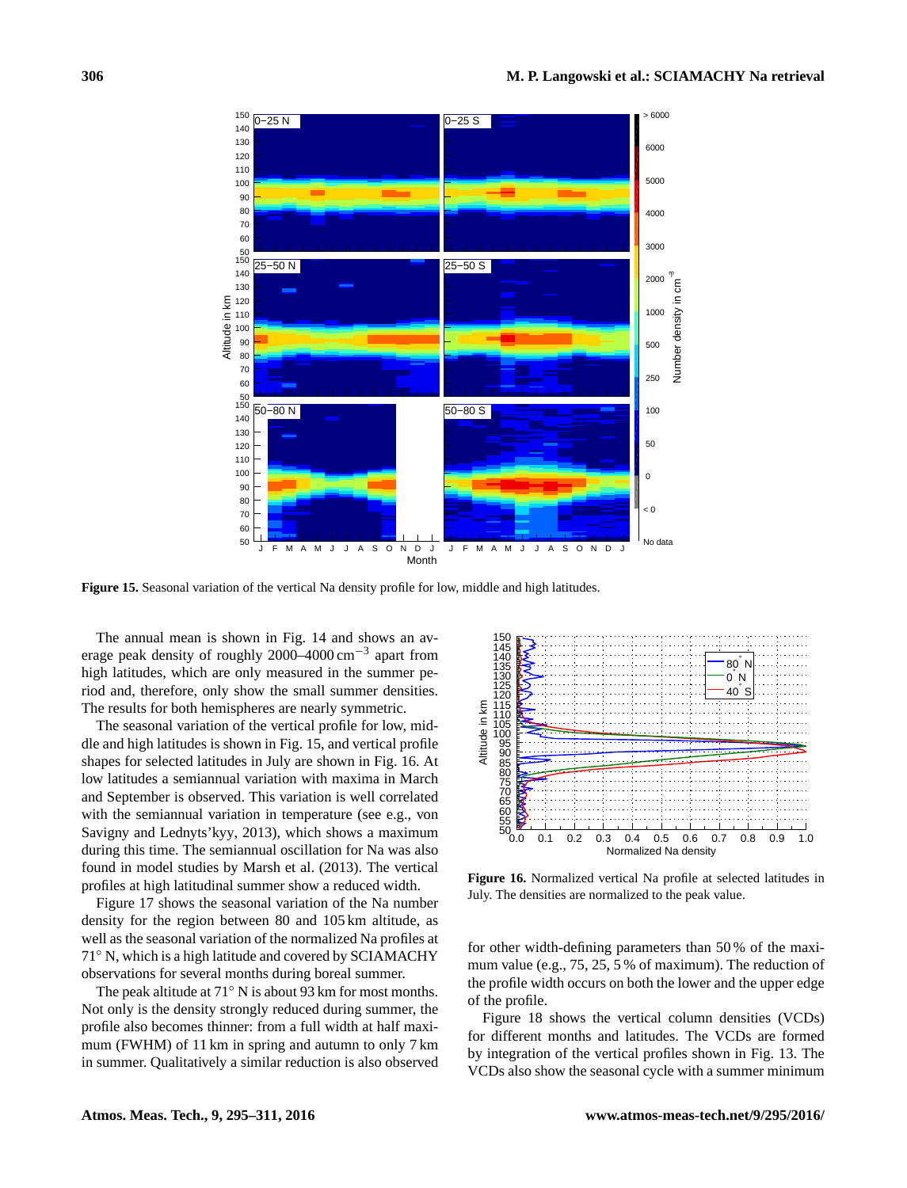**Figure 15.** Seasonal variation of the vertical Na density profile for low, middle and high latitudes.

The annual mean is shown in Fig. 14 and shows an average peak density of roughly 2000–4000 $cm^{-3}$ apart from high latitudes, which are only measured in the summer period and, therefore, only show the small summer densities. The results for both hemispheres are nearly symmetric.

The seasonal variation of the vertical profile for low, middle and high latitudes is shown in Fig. 15, and vertical profile shapes for selected latitudes in July are shown in Fig. 16. At low latitudes a semiannual variation with maxima in March and September is observed. This variation is well correlated with the semiannual variation in temperature (see e.g., von Savigny and Lednyts'kyy, 2013), which shows a maximum during this time. The semiannual oscillation for Na was also found in model studies by Marsh et al. (2013). The vertical profiles at high latitudinal summer show a reduced width.

Figure 17 shows the seasonal variation of the Na number density for the region between 80 and 105 km altitude, as well as the seasonal variation of the normalized Na profiles at 71° N, which is a high latitude and covered by SCIAMACHY observations for several months during boreal summer.

The peak altitude at 71° N is about 93 km for most months. Not only is the density strongly reduced during summer, the profile also becomes thinner: from a full width at half maximum (FWHM) of 11 km in spring and autumn to only 7 km in summer. Qualitatively a similar reduction is also observed for other width-defining parameters than 50 % of the maximum value (e.g., 75, 25, 5 % of maximum). The reduction of the profile width occurs on both the lower and the upper edge of the profile.

**Figure 16.** Normalized vertical Na profile at selected latitudes in July. The densities are normalized to the peak value.

Figure 18 shows the vertical column densities (VCDs) for different months and latitudes. The VCDs are formed by integration of the vertical profiles shown in Fig. 13. The VCDs also show the seasonal cycle with a summer minimum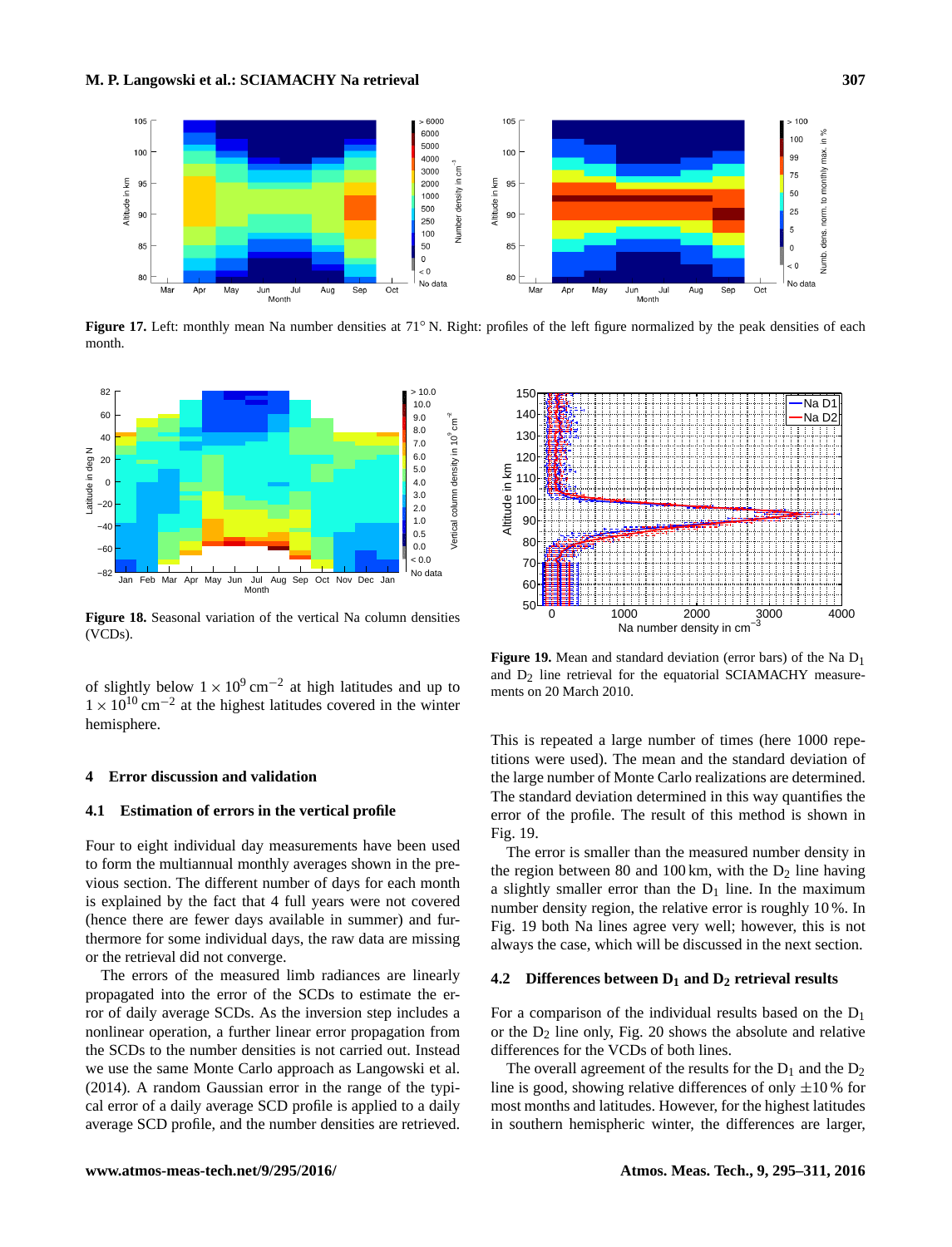Figure 17. Left: monthly mean Na number densities at 71° N. Right: profiles of the left figure normalized by the peak densities of each month.

Figure 18. Seasonal variation of the vertical Na column densities (VCDs).

of slightly below $1 \times 10^9\,\mathrm{cm}^{-2}$ at high latitudes and up to $1 \times 10^{10}\,\mathrm{cm}^{-2}$ at the highest latitudes covered in the winter hemisphere.

## 4 Error discussion and validation

### 4.1 Estimation of errors in the vertical profile

Four to eight individual day measurements have been used to form the multiannual monthly averages shown in the previous section. The different number of days for each month is explained by the fact that 4 full years were not covered (hence there are fewer days available in summer) and furthermore for some individual days, the raw data are missing or the retrieval did not converge.

The errors of the measured limb radiances are linearly propagated into the error of the SCDs to estimate the error of daily average SCDs. As the inversion step includes a nonlinear operation, a further linear error propagation from the SCDs to the number densities is not carried out. Instead we use the same Monte Carlo approach as Langowski et al. (2014). A random Gaussian error in the range of the typical error of a daily average SCD profile is applied to a daily average SCD profile, and the number densities are retrieved. This is repeated a large number of times (here 1000 repetitions were used). The mean and the standard deviation of the large number of Monte Carlo realizations are determined. The standard deviation determined in this way quantifies the error of the profile. The result of this method is shown in Fig. 19.

Figure 19. Mean and standard deviation (error bars) of the Na $D_1$ and $D_2$ line retrieval for the equatorial SCIAMACHY measurements on 20 March 2010.

The error is smaller than the measured number density in the region between 80 and 100 km, with the $D_2$ line having a slightly smaller error than the $D_1$ line. In the maximum number density region, the relative error is roughly 10 %. In Fig. 19 both Na lines agree very well; however, this is not always the case, which will be discussed in the next section.

### 4.2 Differences between $D_1$ and $D_2$ retrieval results

For a comparison of the individual results based on the $D_1$ or the $D_2$ line only, Fig. 20 shows the absolute and relative differences for the VCDs of both lines.

The overall agreement of the results for the $D_1$ and the $D_2$ line is good, showing relative differences of only ±10 % for most months and latitudes. However, for the highest latitudes in southern hemispheric winter, the differences are larger,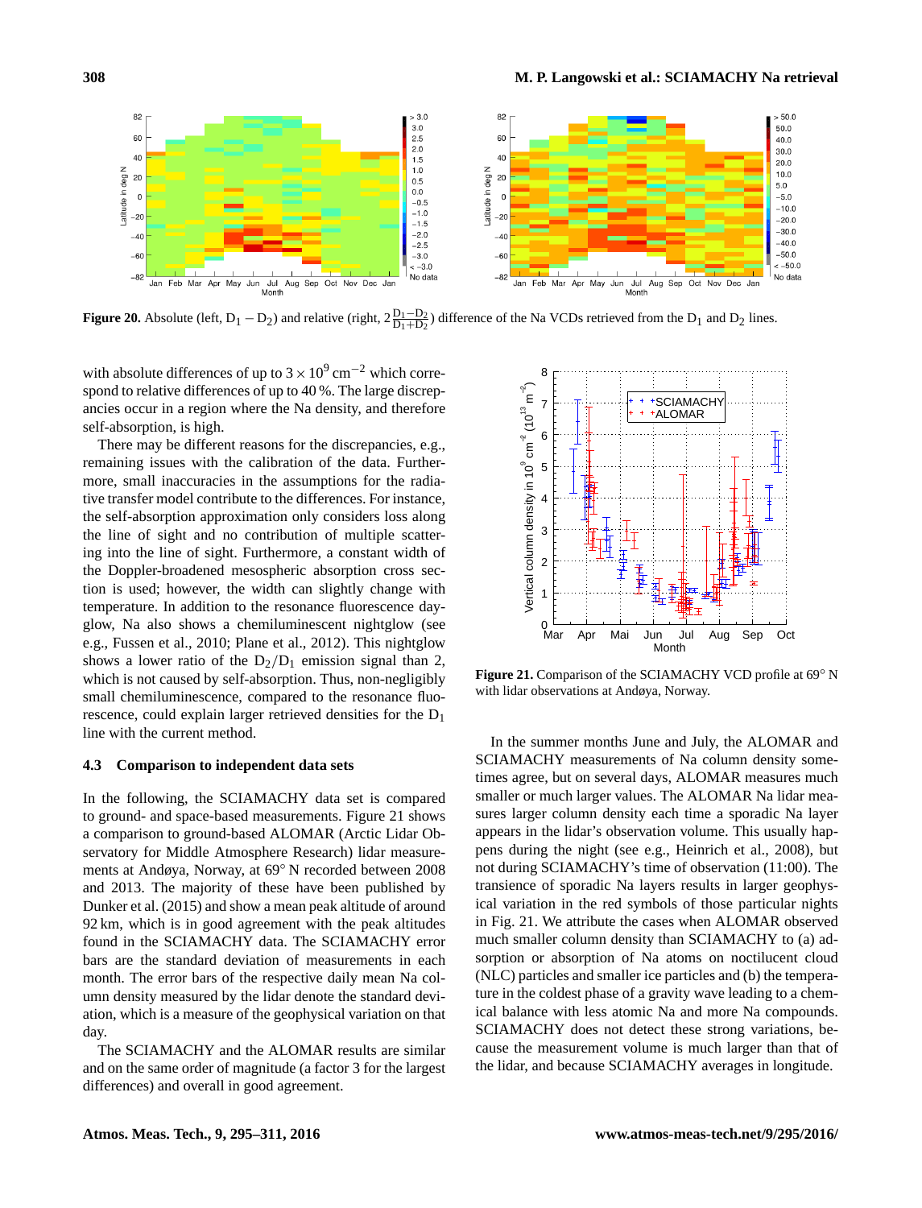**Figure 20.** Absolute (left, $D_1 - D_2$) and relative (right, $2\frac{D_1-D_2}{D_1+D_2}$) difference of the Na VCDs retrieved from the $D_1$ and $D_2$ lines.

with absolute differences of up to $3 \times 10^9\,\mathrm{cm}^{-2}$ which correspond to relative differences of up to 40 %. The large discrepancies occur in a region where the Na density, and therefore self-absorption, is high.

There may be different reasons for the discrepancies, e.g., remaining issues with the calibration of the data. Furthermore, small inaccuracies in the assumptions for the radiative transfer model contribute to the differences. For instance, the self-absorption approximation only considers loss along the line of sight and no contribution of multiple scattering into the line of sight. Furthermore, a constant width of the Doppler-broadened mesospheric absorption cross section is used; however, the width can change with temperature. In addition to the resonance fluorescence dayglow, Na also shows a chemiluminescent nightglow (see e.g., Fussen et al., 2010; Plane et al., 2012). This nightglow shows a lower ratio of the $D_2/D_1$ emission signal than 2, which is not caused by self-absorption. Thus, non-negligibly small chemiluminescence, compared to the resonance fluorescence, could explain larger retrieved densities for the $D_1$ line with the current method.

### 4.3 Comparison to independent data sets

In the following, the SCIAMACHY data set is compared to ground- and space-based measurements. Figure 21 shows a comparison to ground-based ALOMAR (Arctic Lidar Observatory for Middle Atmosphere Research) lidar measurements at Andøya, Norway, at 69° N recorded between 2008 and 2013. The majority of these have been published by Dunker et al. (2015) and show a mean peak altitude of around 92 km, which is in good agreement with the peak altitudes found in the SCIAMACHY data. The SCIAMACHY error bars are the standard deviation of measurements in each month. The error bars of the respective daily mean Na column density measured by the lidar denote the standard deviation, which is a measure of the geophysical variation on that day.

The SCIAMACHY and the ALOMAR results are similar and on the same order of magnitude (a factor 3 for the largest differences) and overall in good agreement.

**Figure 21.** Comparison of the SCIAMACHY VCD profile at 69° N with lidar observations at Andøya, Norway.

In the summer months June and July, the ALOMAR and SCIAMACHY measurements of Na column density sometimes agree, but on several days, ALOMAR measures much smaller or much larger values. The ALOMAR Na lidar measures larger column density each time a sporadic Na layer appears in the lidar's observation volume. This usually happens during the night (see e.g., Heinrich et al., 2008), but not during SCIAMACHY's time of observation (11:00). The transience of sporadic Na layers results in larger geophysical variation in the red symbols of those particular nights in Fig. 21. We attribute the cases when ALOMAR observed much smaller column density than SCIAMACHY to (a) adsorption or absorption of Na atoms on noctilucent cloud (NLC) particles and smaller ice particles and (b) the temperature in the coldest phase of a gravity wave leading to a chemical balance with less atomic Na and more Na compounds. SCIAMACHY does not detect these strong variations, because the measurement volume is much larger than that of the lidar, and because SCIAMACHY averages in longitude.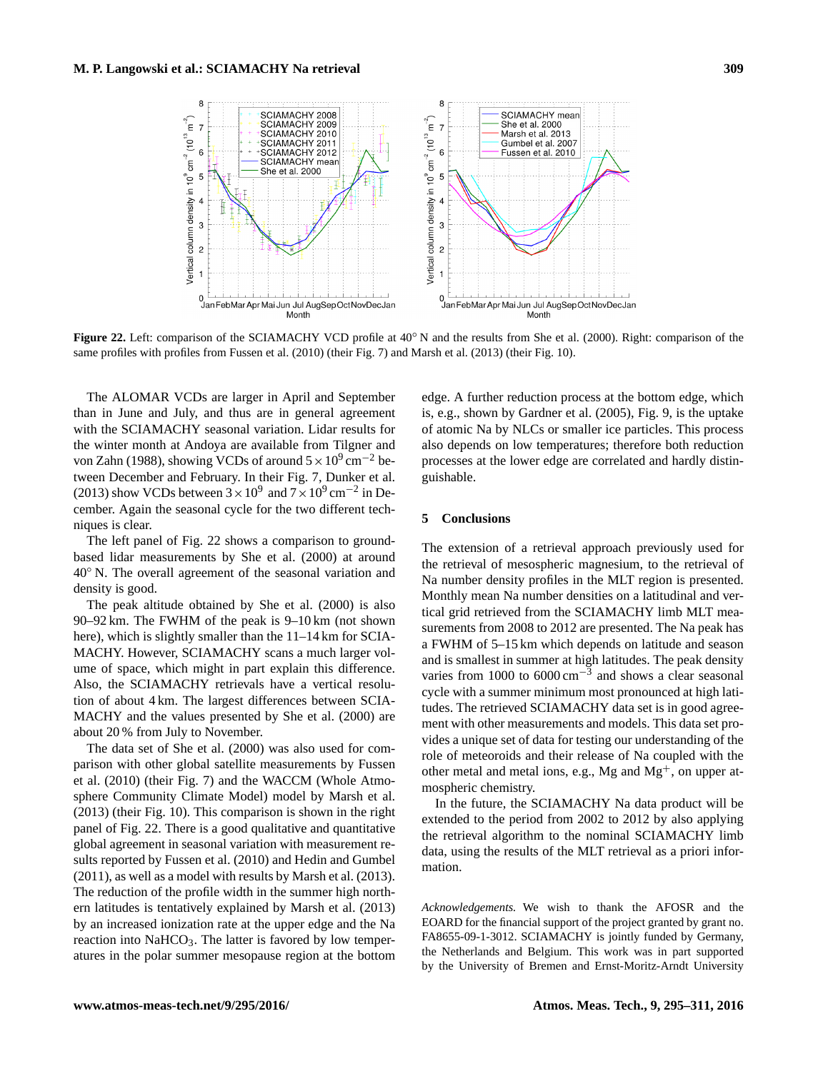Figure 22. Left: comparison of the SCIAMACHY VCD profile at 40° N and the results from She et al. (2000). Right: comparison of the same profiles with profiles from Fussen et al. (2010) (their Fig. 7) and Marsh et al. (2013) (their Fig. 10).

The ALOMAR VCDs are larger in April and September than in June and July, and thus are in general agreement with the SCIAMACHY seasonal variation. Lidar results for the winter month at Andoya are available from Tilgner and von Zahn (1988), showing VCDs of around $5 \times 10^9\,\text{cm}^{-2}$ between December and February. In their Fig. 7, Dunker et al. (2013) show VCDs between $3 \times 10^9$ and $7 \times 10^9\,\text{cm}^{-2}$ in December. Again the seasonal cycle for the two different techniques is clear.

The left panel of Fig. 22 shows a comparison to ground-based lidar measurements by She et al. (2000) at around 40° N. The overall agreement of the seasonal variation and density is good.

The peak altitude obtained by She et al. (2000) is also 90–92 km. The FWHM of the peak is 9–10 km (not shown here), which is slightly smaller than the 11–14 km for SCIAMACHY. However, SCIAMACHY scans a much larger volume of space, which might in part explain this difference. Also, the SCIAMACHY retrievals have a vertical resolution of about 4 km. The largest differences between SCIAMACHY and the values presented by She et al. (2000) are about 20 % from July to November.

The data set of She et al. (2000) was also used for comparison with other global satellite measurements by Fussen et al. (2010) (their Fig. 7) and the WACCM (Whole Atmosphere Community Climate Model) model by Marsh et al. (2013) (their Fig. 10). This comparison is shown in the right panel of Fig. 22. There is a good qualitative and quantitative global agreement in seasonal variation with measurement results reported by Fussen et al. (2010) and Hedin and Gumbel (2011), as well as a model with results by Marsh et al. (2013). The reduction of the profile width in the summer high northern latitudes is tentatively explained by Marsh et al. (2013) by an increased ionization rate at the upper edge and the Na reaction into $NaHCO_3$. The latter is favored by low temperatures in the polar summer mesopause region at the bottom edge. A further reduction process at the bottom edge, which is, e.g., shown by Gardner et al. (2005), Fig. 9, is the uptake of atomic Na by NLCs or smaller ice particles. This process also depends on low temperatures; therefore both reduction processes at the lower edge are correlated and hardly distinguishable.

## 5 Conclusions

The extension of a retrieval approach previously used for the retrieval of mesospheric magnesium, to the retrieval of Na number density profiles in the MLT region is presented. Monthly mean Na number densities on a latitudinal and vertical grid retrieved from the SCIAMACHY limb MLT measurements from 2008 to 2012 are presented. The Na peak has a FWHM of 5–15 km which depends on latitude and season and is smallest in summer at high latitudes. The peak density varies from 1000 to $6000\,\text{cm}^{-3}$ and shows a clear seasonal cycle with a summer minimum most pronounced at high latitudes. The retrieved SCIAMACHY data set is in good agreement with other measurements and models. This data set provides a unique set of data for testing our understanding of the role of meteoroids and their release of Na coupled with the other metal and metal ions, e.g., Mg and $Mg^+$, on upper atmospheric chemistry.

In the future, the SCIAMACHY Na data product will be extended to the period from 2002 to 2012 by also applying the retrieval algorithm to the nominal SCIAMACHY limb data, using the results of the MLT retrieval as a priori information.

*Acknowledgements.* We wish to thank the AFOSR and the EOARD for the financial support of the project granted by grant no. FA8655-09-1-3012. SCIAMACHY is jointly funded by Germany, the Netherlands and Belgium. This work was in part supported by the University of Bremen and Ernst-Moritz-Arndt University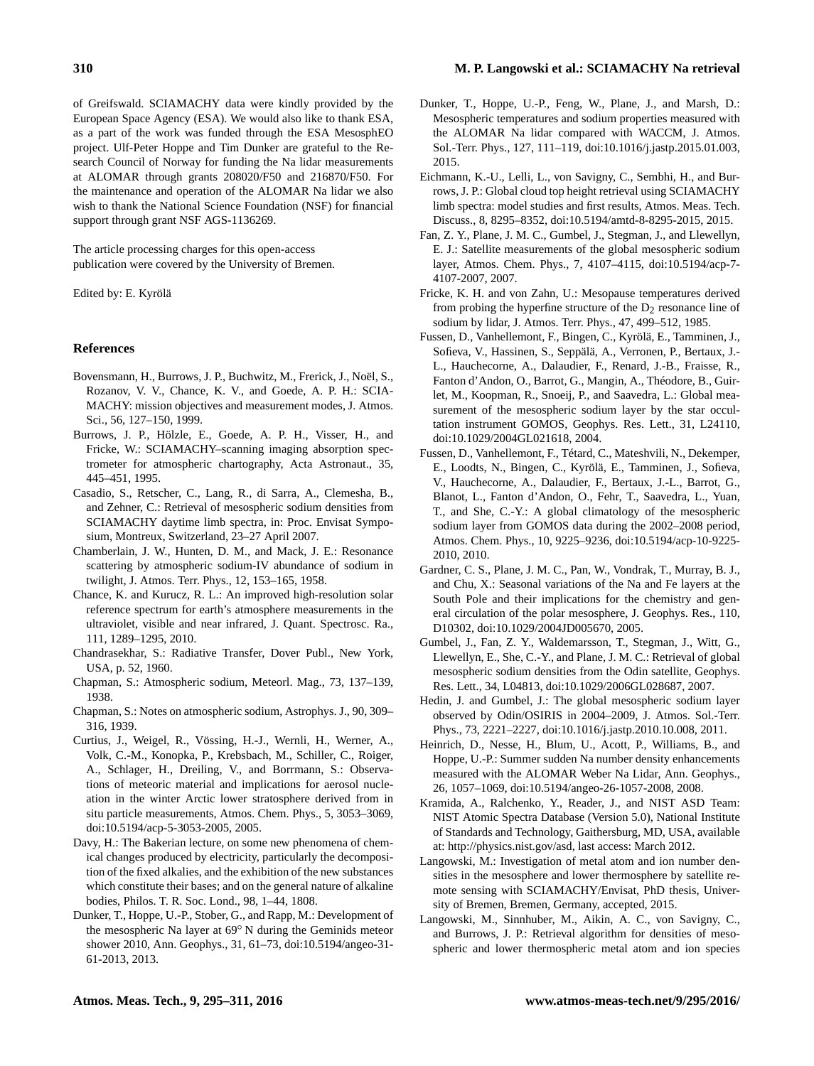of Greifswald. SCIAMACHY data were kindly provided by the European Space Agency (ESA). We would also like to thank ESA, as a part of the work was funded through the ESA MesosphEO project. Ulf-Peter Hoppe and Tim Dunker are grateful to the Research Council of Norway for funding the Na lidar measurements at ALOMAR through grants 208020/F50 and 216870/F50. For the maintenance and operation of the ALOMAR Na lidar we also wish to thank the National Science Foundation (NSF) for financial support through grant NSF AGS-1136269.

The article processing charges for this open-access publication were covered by the University of Bremen.

Edited by: E. Kyrölä

## References

Bovensmann, H., Burrows, J. P., Buchwitz, M., Frerick, J., Noël, S., Rozanov, V. V., Chance, K. V., and Goede, A. P. H.: SCIAMACHY: mission objectives and measurement modes, J. Atmos. Sci., 56, 127–150, 1999.

Burrows, J. P., Hölzle, E., Goede, A. P. H., Visser, H., and Fricke, W.: SCIAMACHY–scanning imaging absorption spectrometer for atmospheric chartography, Acta Astronaut., 35, 445–451, 1995.

Casadio, S., Retscher, C., Lang, R., di Sarra, A., Clemesha, B., and Zehner, C.: Retrieval of mesospheric sodium densities from SCIAMACHY daytime limb spectra, in: Proc. Envisat Symposium, Montreux, Switzerland, 23–27 April 2007.

Chamberlain, J. W., Hunten, D. M., and Mack, J. E.: Resonance scattering by atmospheric sodium-IV abundance of sodium in twilight, J. Atmos. Terr. Phys., 12, 153–165, 1958.

Chance, K. and Kurucz, R. L.: An improved high-resolution solar reference spectrum for earth's atmosphere measurements in the ultraviolet, visible and near infrared, J. Quant. Spectrosc. Ra., 111, 1289–1295, 2010.

Chandrasekhar, S.: Radiative Transfer, Dover Publ., New York, USA, p. 52, 1960.

Chapman, S.: Atmospheric sodium, Meteorl. Mag., 73, 137–139, 1938.

Chapman, S.: Notes on atmospheric sodium, Astrophys. J., 90, 309–316, 1939.

Curtius, J., Weigel, R., Vössing, H.-J., Wernli, H., Werner, A., Volk, C.-M., Konopka, P., Krebsbach, M., Schiller, C., Roiger, A., Schlager, H., Dreiling, V., and Borrmann, S.: Observations of meteoric material and implications for aerosol nucleation in the winter Arctic lower stratosphere derived from in situ particle measurements, Atmos. Chem. Phys., 5, 3053–3069, doi:10.5194/acp-5-3053-2005, 2005.

Davy, H.: The Bakerian lecture, on some new phenomena of chemical changes produced by electricity, particularly the decomposition of the fixed alkalies, and the exhibition of the new substances which constitute their bases; and on the general nature of alkaline bodies, Philos. T. R. Soc. Lond., 98, 1–44, 1808.

Dunker, T., Hoppe, U.-P., Stober, G., and Rapp, M.: Development of the mesospheric Na layer at 69° N during the Geminids meteor shower 2010, Ann. Geophys., 31, 61–73, doi:10.5194/angeo-31-61-2013, 2013.

Dunker, T., Hoppe, U.-P., Feng, W., Plane, J., and Marsh, D.: Mesospheric temperatures and sodium properties measured with the ALOMAR Na lidar compared with WACCM, J. Atmos. Sol.-Terr. Phys., 127, 111–119, doi:10.1016/j.jastp.2015.01.003, 2015.

Eichmann, K.-U., Lelli, L., von Savigny, C., Sembhi, H., and Burrows, J. P.: Global cloud top height retrieval using SCIAMACHY limb spectra: model studies and first results, Atmos. Meas. Tech. Discuss., 8, 8295–8352, doi:10.5194/amtd-8-8295-2015, 2015.

Fan, Z. Y., Plane, J. M. C., Gumbel, J., Stegman, J., and Llewellyn, E. J.: Satellite measurements of the global mesospheric sodium layer, Atmos. Chem. Phys., 7, 4107–4115, doi:10.5194/acp-7-4107-2007, 2007.

Fricke, K. H. and von Zahn, U.: Mesopause temperatures derived from probing the hyperfine structure of the $D_2$ resonance line of sodium by lidar, J. Atmos. Terr. Phys., 47, 499–512, 1985.

Fussen, D., Vanhellemont, F., Bingen, C., Kyrölä, E., Tamminen, J., Sofieva, V., Hassinen, S., Seppälä, A., Verronen, P., Bertaux, J.-L., Hauchecorne, A., Dalaudier, F., Renard, J.-B., Fraisse, R., Fanton d'Andon, O., Barrot, G., Mangin, A., Théodore, B., Guirlet, M., Koopman, R., Snoeij, P., and Saavedra, L.: Global measurement of the mesospheric sodium layer by the star occultation instrument GOMOS, Geophys. Res. Lett., 31, L24110, doi:10.1029/2004GL021618, 2004.

Fussen, D., Vanhellemont, F., Tétard, C., Mateshvili, N., Dekemper, E., Loodts, N., Bingen, C., Kyrölä, E., Tamminen, J., Sofieva, V., Hauchecorne, A., Dalaudier, F., Bertaux, J.-L., Barrot, G., Blanot, L., Fanton d'Andon, O., Fehr, T., Saavedra, L., Yuan, T., and She, C.-Y.: A global climatology of the mesospheric sodium layer from GOMOS data during the 2002–2008 period, Atmos. Chem. Phys., 10, 9225–9236, doi:10.5194/acp-10-9225-2010, 2010.

Gardner, C. S., Plane, J. M. C., Pan, W., Vondrak, T., Murray, B. J., and Chu, X.: Seasonal variations of the Na and Fe layers at the South Pole and their implications for the chemistry and general circulation of the polar mesosphere, J. Geophys. Res., 110, D10302, doi:10.1029/2004JD005670, 2005.

Gumbel, J., Fan, Z. Y., Waldemarsson, T., Stegman, J., Witt, G., Llewellyn, E., She, C.-Y., and Plane, J. M. C.: Retrieval of global mesospheric sodium densities from the Odin satellite, Geophys. Res. Lett., 34, L04813, doi:10.1029/2006GL028687, 2007.

Hedin, J. and Gumbel, J.: The global mesospheric sodium layer observed by Odin/OSIRIS in 2004–2009, J. Atmos. Sol.-Terr. Phys., 73, 2221–2227, doi:10.1016/j.jastp.2010.10.008, 2011.

Heinrich, D., Nesse, H., Blum, U., Acott, P., Williams, B., and Hoppe, U.-P.: Summer sudden Na number density enhancements measured with the ALOMAR Weber Na Lidar, Ann. Geophys., 26, 1057–1069, doi:10.5194/angeo-26-1057-2008, 2008.

Kramida, A., Ralchenko, Y., Reader, J., and NIST ASD Team: NIST Atomic Spectra Database (Version 5.0), National Institute of Standards and Technology, Gaithersburg, MD, USA, available at: http://physics.nist.gov/asd, last access: March 2012.

Langowski, M.: Investigation of metal atom and ion number densities in the mesosphere and lower thermosphere by satellite remote sensing with SCIAMACHY/Envisat, PhD thesis, University of Bremen, Bremen, Germany, accepted, 2015.

Langowski, M., Sinnhuber, M., Aikin, A. C., von Savigny, C., and Burrows, J. P.: Retrieval algorithm for densities of mesospheric and lower thermospheric metal atom and ion species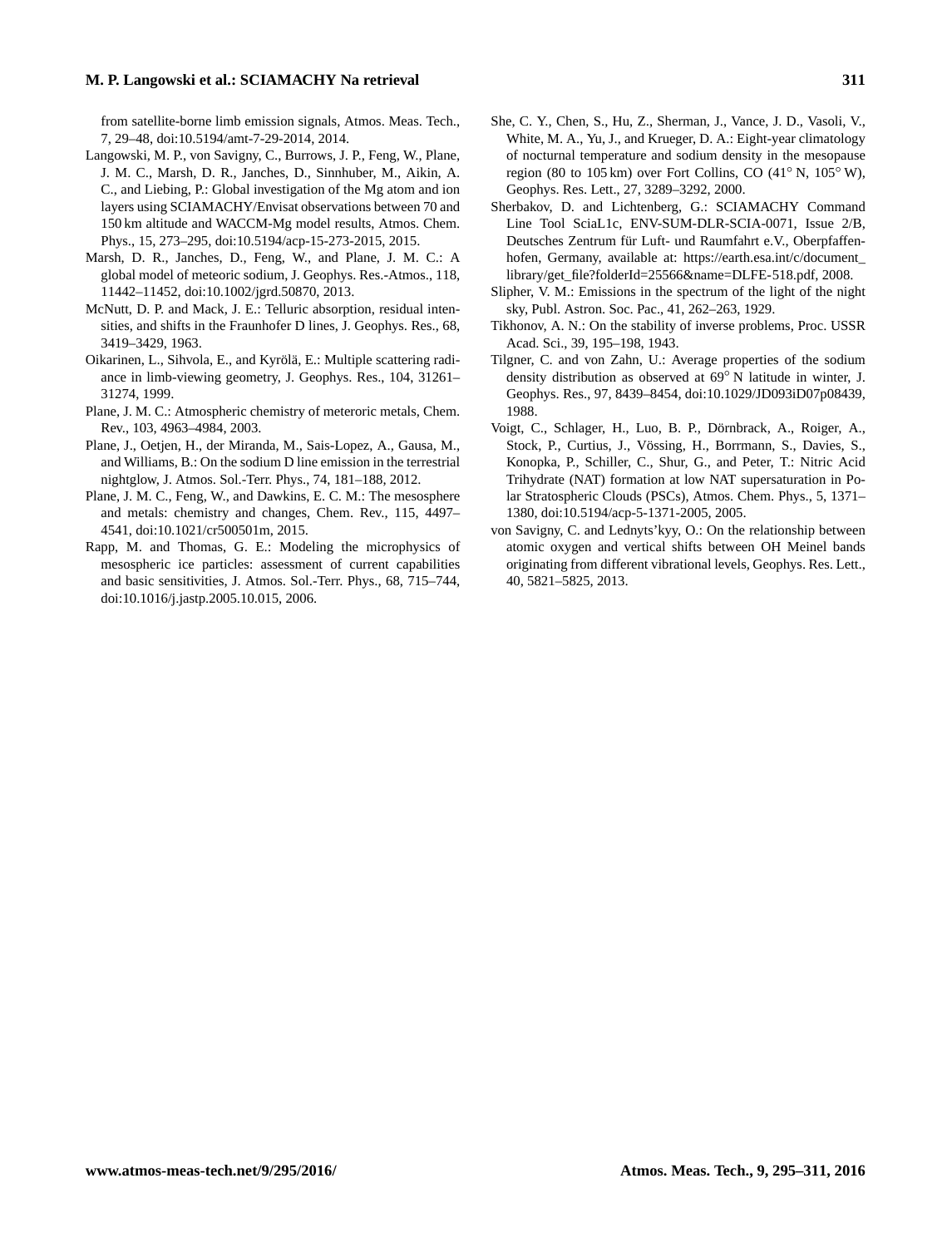from satellite-borne limb emission signals, Atmos. Meas. Tech., 7, 29–48, doi:10.5194/amt-7-29-2014, 2014.

Langowski, M. P., von Savigny, C., Burrows, J. P., Feng, W., Plane, J. M. C., Marsh, D. R., Janches, D., Sinnhuber, M., Aikin, A. C., and Liebing, P.: Global investigation of the Mg atom and ion layers using SCIAMACHY/Envisat observations between 70 and 150 km altitude and WACCM-Mg model results, Atmos. Chem. Phys., 15, 273–295, doi:10.5194/acp-15-273-2015, 2015.

Marsh, D. R., Janches, D., Feng, W., and Plane, J. M. C.: A global model of meteoric sodium, J. Geophys. Res.-Atmos., 118, 11442–11452, doi:10.1002/jgrd.50870, 2013.

McNutt, D. P. and Mack, J. E.: Telluric absorption, residual intensities, and shifts in the Fraunhofer D lines, J. Geophys. Res., 68, 3419–3429, 1963.

Oikarinen, L., Sihvola, E., and Kyrölä, E.: Multiple scattering radiance in limb-viewing geometry, J. Geophys. Res., 104, 31261–31274, 1999.

Plane, J. M. C.: Atmospheric chemistry of meteroric metals, Chem. Rev., 103, 4963–4984, 2003.

Plane, J., Oetjen, H., der Miranda, M., Sais-Lopez, A., Gausa, M., and Williams, B.: On the sodium D line emission in the terrestrial nightglow, J. Atmos. Sol.-Terr. Phys., 74, 181–188, 2012.

Plane, J. M. C., Feng, W., and Dawkins, E. C. M.: The mesosphere and metals: chemistry and changes, Chem. Rev., 115, 4497–4541, doi:10.1021/cr500501m, 2015.

Rapp, M. and Thomas, G. E.: Modeling the microphysics of mesospheric ice particles: assessment of current capabilities and basic sensitivities, J. Atmos. Sol.-Terr. Phys., 68, 715–744, doi:10.1016/j.jastp.2005.10.015, 2006.

She, C. Y., Chen, S., Hu, Z., Sherman, J., Vance, J. D., Vasoli, V., White, M. A., Yu, J., and Krueger, D. A.: Eight-year climatology of nocturnal temperature and sodium density in the mesopause region (80 to 105 km) over Fort Collins, CO (41° N, 105° W), Geophys. Res. Lett., 27, 3289–3292, 2000.

Sherbakov, D. and Lichtenberg, G.: SCIAMACHY Command Line Tool SciaL1c, ENV-SUM-DLR-SCIA-0071, Issue 2/B, Deutsches Zentrum für Luft- und Raumfahrt e.V., Oberpfaffenhofen, Germany, available at: https://earth.esa.int/c/document_library/get_file?folderId=25566&name=DLFE-518.pdf, 2008.

Slipher, V. M.: Emissions in the spectrum of the light of the night sky, Publ. Astron. Soc. Pac., 41, 262–263, 1929.

Tikhonov, A. N.: On the stability of inverse problems, Proc. USSR Acad. Sci., 39, 195–198, 1943.

Tilgner, C. and von Zahn, U.: Average properties of the sodium density distribution as observed at 69° N latitude in winter, J. Geophys. Res., 97, 8439–8454, doi:10.1029/JD093iD07p08439, 1988.

Voigt, C., Schlager, H., Luo, B. P., Dörnbrack, A., Roiger, A., Stock, P., Curtius, J., Vössing, H., Borrmann, S., Davies, S., Konopka, P., Schiller, C., Shur, G., and Peter, T.: Nitric Acid Trihydrate (NAT) formation at low NAT supersaturation in Polar Stratospheric Clouds (PSCs), Atmos. Chem. Phys., 5, 1371–1380, doi:10.5194/acp-5-1371-2005, 2005.

von Savigny, C. and Lednyts'kyy, O.: On the relationship between atomic oxygen and vertical shifts between OH Meinel bands originating from different vibrational levels, Geophys. Res. Lett., 40, 5821–5825, 2013.